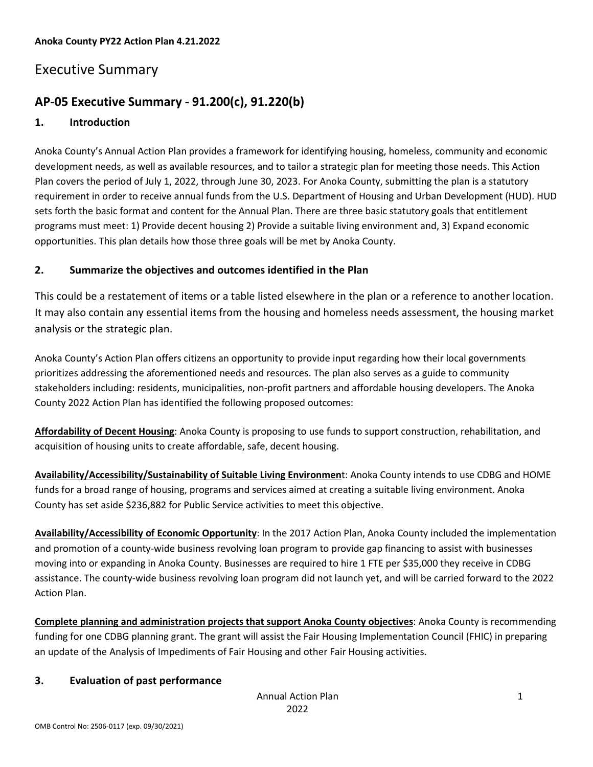**Anoka County PY22 Action Plan 4.21.2022**

# Executive Summary

## AP-05 Executive Summary - 91.200(c), 91.220(b)

### 1. Introduction

Anoka County's Annual Action Plan provides a framework for identifying housing, homeless, community and economic development needs, as well as available resources, and to tailor a strategic plan for meeting those needs. This Action Plan covers the period of July 1, 2022, through June 30, 2023. For Anoka County, submitting the plan is a statutory requirement in order to receive annual funds from the U.S. Department of Housing and Urban Development (HUD). HUD sets forth the basic format and content for the Annual Plan. There are three basic statutory goals that entitlement programs must meet: 1) Provide decent housing 2) Provide a suitable living environment and, 3) Expand economic opportunities. This plan details how those three goals will be met by Anoka County.

### 2. Summarize the objectives and outcomes identified in the Plan

This could be a restatement of items or a table listed elsewhere in the plan or a reference to another location. It may also contain any essential items from the housing and homeless needs assessment, the housing market analysis or the strategic plan.

Anoka County's Action Plan offers citizens an opportunity to provide input regarding how their local governments prioritizes addressing the aforementioned needs and resources. The plan also serves as a guide to community stakeholders including: residents, municipalities, non-profit partners and affordable housing developers. The Anoka County 2022 Action Plan has identified the following proposed outcomes:

**Affordability of Decent Housing**: Anoka County is proposing to use funds to support construction, rehabilitation, and acquisition of housing units to create affordable, safe, decent housing.

**Availability/Accessibility/Sustainability of Suitable Living Environmen**t: Anoka County intends to use CDBG and HOME funds for a broad range of housing, programs and services aimed at creating a suitable living environment. Anoka County has set aside $236,882 for Public Service activities to meet this objective.

**Availability/Accessibility of Economic Opportunity**: In the 2017 Action Plan, Anoka County included the implementation and promotion of a county-wide business revolving loan program to provide gap financing to assist with businesses moving into or expanding in Anoka County. Businesses are required to hire 1 FTE per $35,000 they receive in CDBG assistance. The county-wide business revolving loan program did not launch yet, and will be carried forward to the 2022 Action Plan.

**Complete planning and administration projects that support Anoka County objectives**: Anoka County is recommending funding for one CDBG planning grant. The grant will assist the Fair Housing Implementation Council (FHIC) in preparing an update of the Analysis of Impediments of Fair Housing and other Fair Housing activities.

### 3. Evaluation of past performance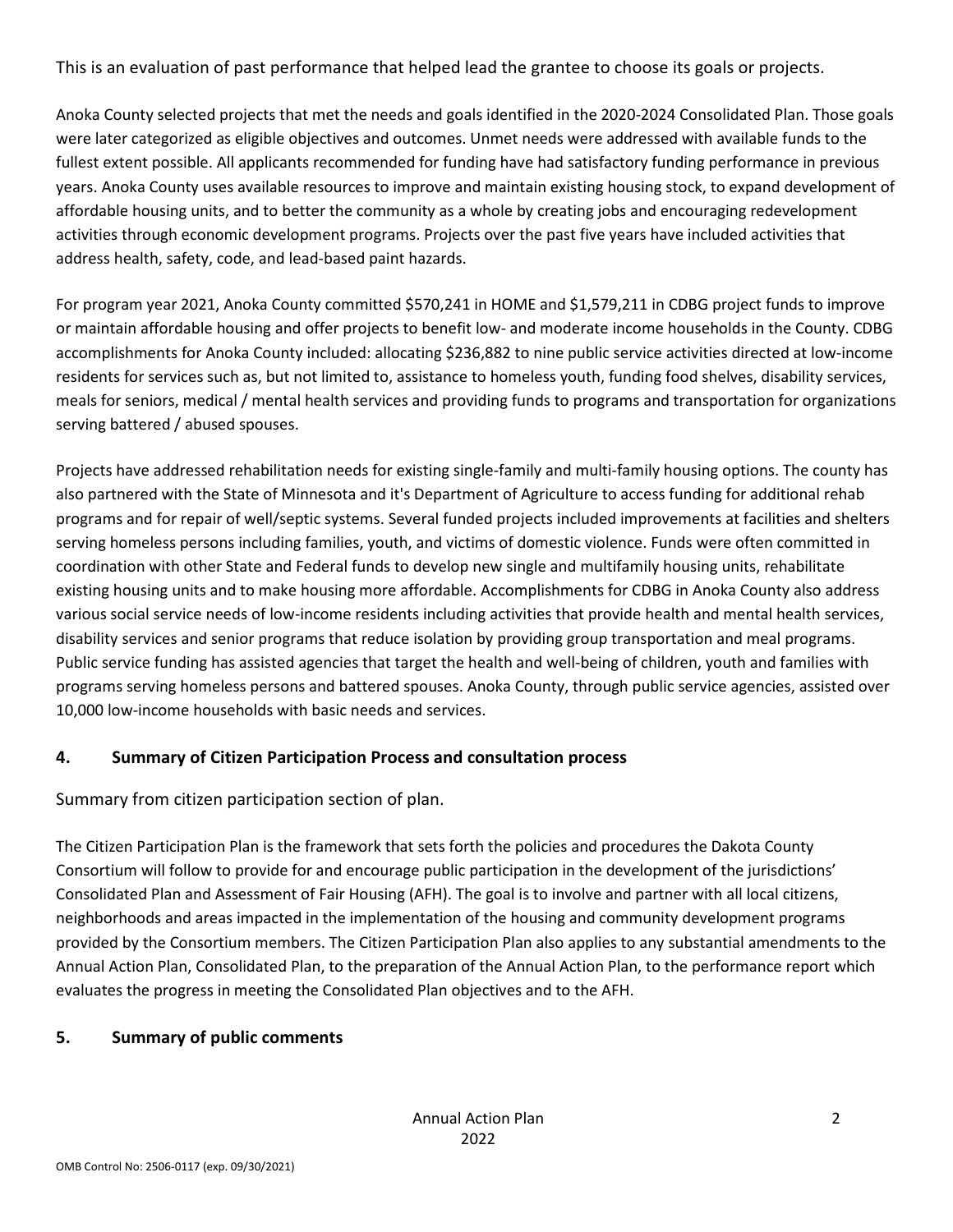This is an evaluation of past performance that helped lead the grantee to choose its goals or projects.

Anoka County selected projects that met the needs and goals identified in the 2020-2024 Consolidated Plan. Those goals were later categorized as eligible objectives and outcomes. Unmet needs were addressed with available funds to the fullest extent possible. All applicants recommended for funding have had satisfactory funding performance in previous years. Anoka County uses available resources to improve and maintain existing housing stock, to expand development of affordable housing units, and to better the community as a whole by creating jobs and encouraging redevelopment activities through economic development programs. Projects over the past five years have included activities that address health, safety, code, and lead-based paint hazards.

For program year 2021, Anoka County committed $570,241 in HOME and $1,579,211 in CDBG project funds to improve or maintain affordable housing and offer projects to benefit low- and moderate income households in the County. CDBG accomplishments for Anoka County included: allocating $236,882 to nine public service activities directed at low-income residents for services such as, but not limited to, assistance to homeless youth, funding food shelves, disability services, meals for seniors, medical / mental health services and providing funds to programs and transportation for organizations serving battered / abused spouses.

Projects have addressed rehabilitation needs for existing single-family and multi-family housing options. The county has also partnered with the State of Minnesota and it's Department of Agriculture to access funding for additional rehab programs and for repair of well/septic systems. Several funded projects included improvements at facilities and shelters serving homeless persons including families, youth, and victims of domestic violence. Funds were often committed in coordination with other State and Federal funds to develop new single and multifamily housing units, rehabilitate existing housing units and to make housing more affordable. Accomplishments for CDBG in Anoka County also address various social service needs of low-income residents including activities that provide health and mental health services, disability services and senior programs that reduce isolation by providing group transportation and meal programs. Public service funding has assisted agencies that target the health and well-being of children, youth and families with programs serving homeless persons and battered spouses. Anoka County, through public service agencies, assisted over 10,000 low-income households with basic needs and services.

### 4. Summary of Citizen Participation Process and consultation process

Summary from citizen participation section of plan.

The Citizen Participation Plan is the framework that sets forth the policies and procedures the Dakota County Consortium will follow to provide for and encourage public participation in the development of the jurisdictions' Consolidated Plan and Assessment of Fair Housing (AFH). The goal is to involve and partner with all local citizens, neighborhoods and areas impacted in the implementation of the housing and community development programs provided by the Consortium members. The Citizen Participation Plan also applies to any substantial amendments to the Annual Action Plan, Consolidated Plan, to the preparation of the Annual Action Plan, to the performance report which evaluates the progress in meeting the Consolidated Plan objectives and to the AFH.

### 5. Summary of public comments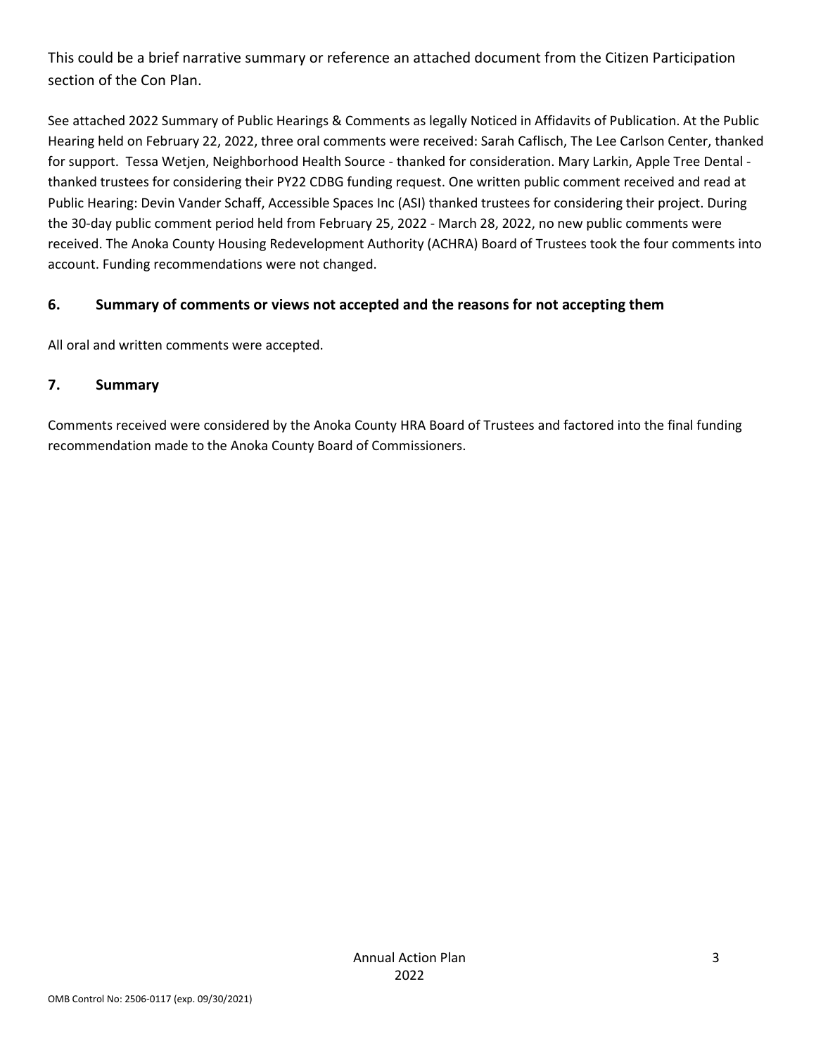This could be a brief narrative summary or reference an attached document from the Citizen Participation section of the Con Plan.

See attached 2022 Summary of Public Hearings & Comments as legally Noticed in Affidavits of Publication. At the Public Hearing held on February 22, 2022, three oral comments were received: Sarah Caflisch, The Lee Carlson Center, thanked for support. Tessa Wetjen, Neighborhood Health Source - thanked for consideration. Mary Larkin, Apple Tree Dental - thanked trustees for considering their PY22 CDBG funding request. One written public comment received and read at Public Hearing: Devin Vander Schaff, Accessible Spaces Inc (ASI) thanked trustees for considering their project. During the 30-day public comment period held from February 25, 2022 - March 28, 2022, no new public comments were received. The Anoka County Housing Redevelopment Authority (ACHRA) Board of Trustees took the four comments into account. Funding recommendations were not changed.

## 6. Summary of comments or views not accepted and the reasons for not accepting them

All oral and written comments were accepted.

## 7. Summary

Comments received were considered by the Anoka County HRA Board of Trustees and factored into the final funding recommendation made to the Anoka County Board of Commissioners.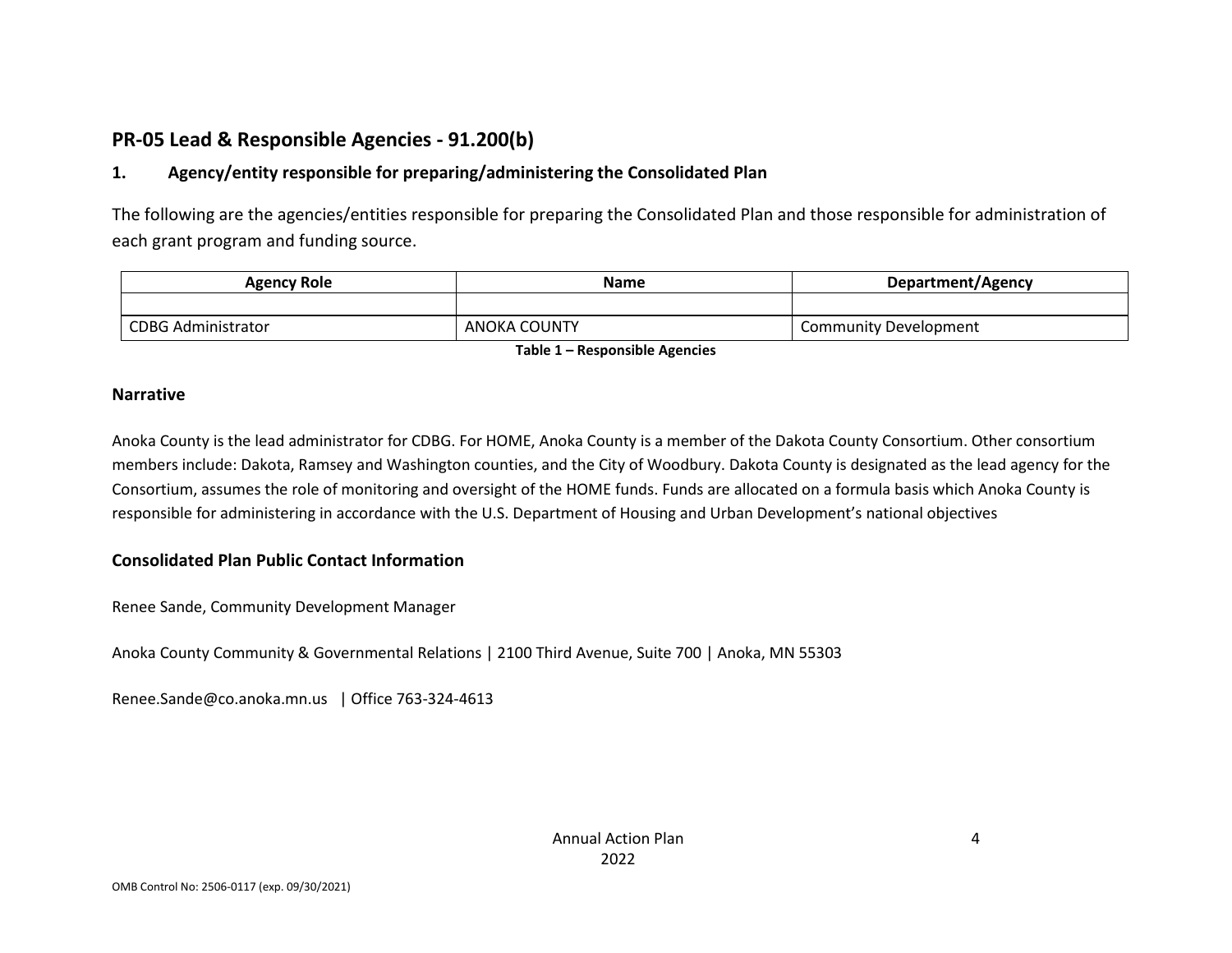## PR-05 Lead & Responsible Agencies - 91.200(b)

### 1. Agency/entity responsible for preparing/administering the Consolidated Plan

The following are the agencies/entities responsible for preparing the Consolidated Plan and those responsible for administration of each grant program and funding source.

| Agency Role | Name | Department/Agency |
|---|---|---|
| | | |
| CDBG Administrator | ANOKA COUNTY | Community Development |

**Table 1 – Responsible Agencies**

### Narrative

Anoka County is the lead administrator for CDBG. For HOME, Anoka County is a member of the Dakota County Consortium. Other consortium members include: Dakota, Ramsey and Washington counties, and the City of Woodbury. Dakota County is designated as the lead agency for the Consortium, assumes the role of monitoring and oversight of the HOME funds. Funds are allocated on a formula basis which Anoka County is responsible for administering in accordance with the U.S. Department of Housing and Urban Development's national objectives

### Consolidated Plan Public Contact Information

Renee Sande, Community Development Manager

Anoka County Community & Governmental Relations | 2100 Third Avenue, Suite 700 | Anoka, MN 55303

Renee.Sande@co.anoka.mn.us | Office 763-324-4613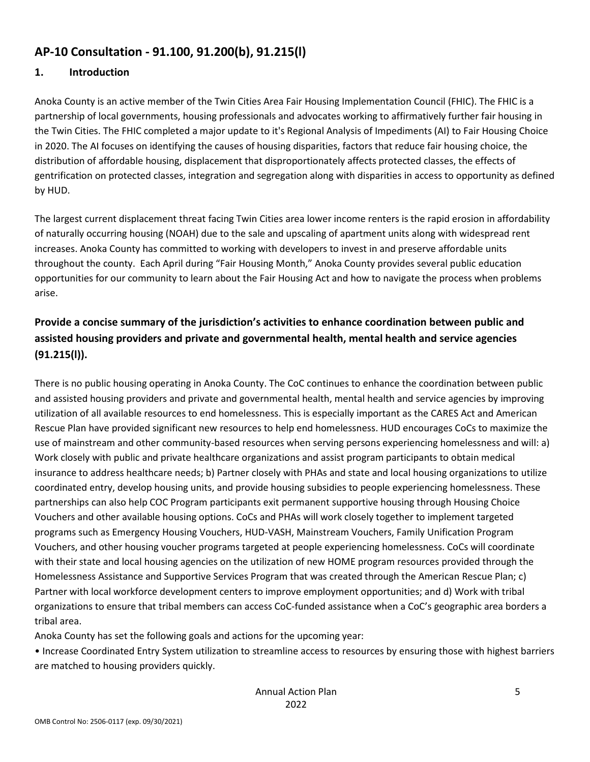## AP-10 Consultation - 91.100, 91.200(b), 91.215(l)

### 1. Introduction

Anoka County is an active member of the Twin Cities Area Fair Housing Implementation Council (FHIC). The FHIC is a partnership of local governments, housing professionals and advocates working to affirmatively further fair housing in the Twin Cities. The FHIC completed a major update to it's Regional Analysis of Impediments (AI) to Fair Housing Choice in 2020. The AI focuses on identifying the causes of housing disparities, factors that reduce fair housing choice, the distribution of affordable housing, displacement that disproportionately affects protected classes, the effects of gentrification on protected classes, integration and segregation along with disparities in access to opportunity as defined by HUD.

The largest current displacement threat facing Twin Cities area lower income renters is the rapid erosion in affordability of naturally occurring housing (NOAH) due to the sale and upscaling of apartment units along with widespread rent increases. Anoka County has committed to working with developers to invest in and preserve affordable units throughout the county. Each April during "Fair Housing Month," Anoka County provides several public education opportunities for our community to learn about the Fair Housing Act and how to navigate the process when problems arise.

### Provide a concise summary of the jurisdiction's activities to enhance coordination between public and assisted housing providers and private and governmental health, mental health and service agencies (91.215(l)).

There is no public housing operating in Anoka County. The CoC continues to enhance the coordination between public and assisted housing providers and private and governmental health, mental health and service agencies by improving utilization of all available resources to end homelessness. This is especially important as the CARES Act and American Rescue Plan have provided significant new resources to help end homelessness. HUD encourages CoCs to maximize the use of mainstream and other community-based resources when serving persons experiencing homelessness and will: a) Work closely with public and private healthcare organizations and assist program participants to obtain medical insurance to address healthcare needs; b) Partner closely with PHAs and state and local housing organizations to utilize coordinated entry, develop housing units, and provide housing subsidies to people experiencing homelessness. These partnerships can also help COC Program participants exit permanent supportive housing through Housing Choice Vouchers and other available housing options. CoCs and PHAs will work closely together to implement targeted programs such as Emergency Housing Vouchers, HUD-VASH, Mainstream Vouchers, Family Unification Program Vouchers, and other housing voucher programs targeted at people experiencing homelessness. CoCs will coordinate with their state and local housing agencies on the utilization of new HOME program resources provided through the Homelessness Assistance and Supportive Services Program that was created through the American Rescue Plan; c) Partner with local workforce development centers to improve employment opportunities; and d) Work with tribal organizations to ensure that tribal members can access CoC-funded assistance when a CoC's geographic area borders a tribal area.

Anoka County has set the following goals and actions for the upcoming year:

- Increase Coordinated Entry System utilization to streamline access to resources by ensuring those with highest barriers are matched to housing providers quickly.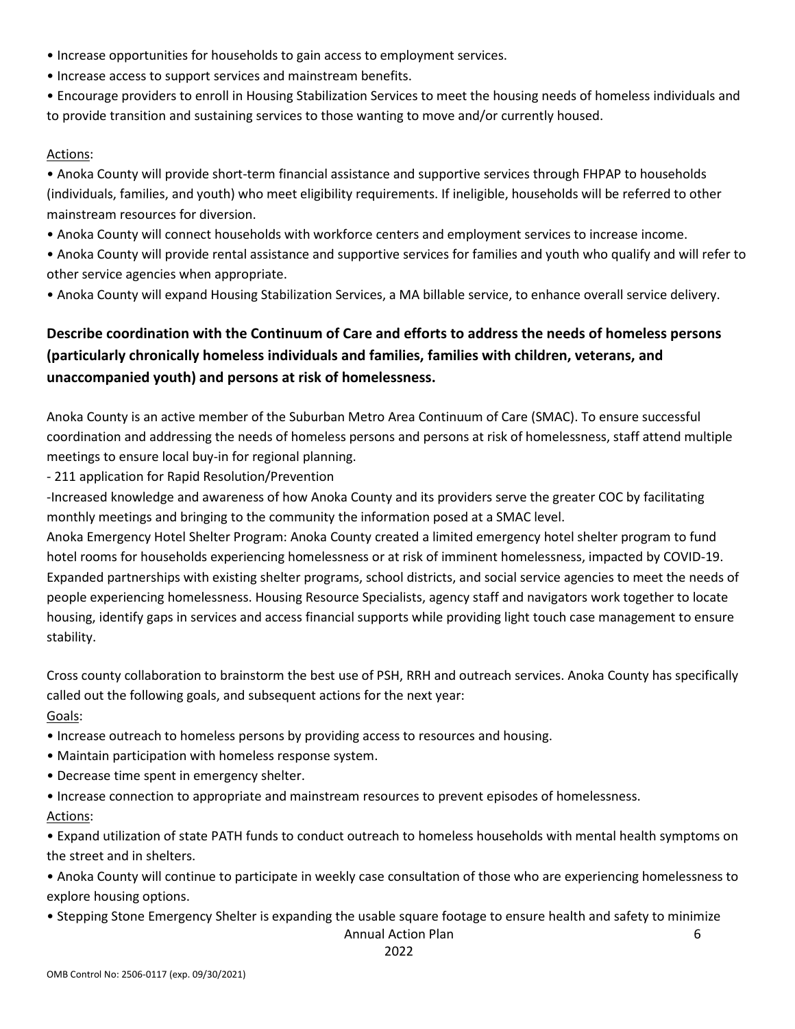- Increase opportunities for households to gain access to employment services.
- Increase access to support services and mainstream benefits.
- Encourage providers to enroll in Housing Stabilization Services to meet the housing needs of homeless individuals and to provide transition and sustaining services to those wanting to move and/or currently housed.

Actions:

- Anoka County will provide short-term financial assistance and supportive services through FHPAP to households (individuals, families, and youth) who meet eligibility requirements. If ineligible, households will be referred to other mainstream resources for diversion.
- Anoka County will connect households with workforce centers and employment services to increase income.
- Anoka County will provide rental assistance and supportive services for families and youth who qualify and will refer to other service agencies when appropriate.
- Anoka County will expand Housing Stabilization Services, a MA billable service, to enhance overall service delivery.

**Describe coordination with the Continuum of Care and efforts to address the needs of homeless persons (particularly chronically homeless individuals and families, families with children, veterans, and unaccompanied youth) and persons at risk of homelessness.**

Anoka County is an active member of the Suburban Metro Area Continuum of Care (SMAC). To ensure successful coordination and addressing the needs of homeless persons and persons at risk of homelessness, staff attend multiple meetings to ensure local buy-in for regional planning.

- 211 application for Rapid Resolution/Prevention

-Increased knowledge and awareness of how Anoka County and its providers serve the greater COC by facilitating monthly meetings and bringing to the community the information posed at a SMAC level.

Anoka Emergency Hotel Shelter Program: Anoka County created a limited emergency hotel shelter program to fund hotel rooms for households experiencing homelessness or at risk of imminent homelessness, impacted by COVID-19. Expanded partnerships with existing shelter programs, school districts, and social service agencies to meet the needs of people experiencing homelessness. Housing Resource Specialists, agency staff and navigators work together to locate housing, identify gaps in services and access financial supports while providing light touch case management to ensure stability.

Cross county collaboration to brainstorm the best use of PSH, RRH and outreach services. Anoka County has specifically called out the following goals, and subsequent actions for the next year:

Goals:

- Increase outreach to homeless persons by providing access to resources and housing.
- Maintain participation with homeless response system.
- Decrease time spent in emergency shelter.
- Increase connection to appropriate and mainstream resources to prevent episodes of homelessness.

Actions:

- Expand utilization of state PATH funds to conduct outreach to homeless households with mental health symptoms on the street and in shelters.
- Anoka County will continue to participate in weekly case consultation of those who are experiencing homelessness to explore housing options.
- Stepping Stone Emergency Shelter is expanding the usable square footage to ensure health and safety to minimize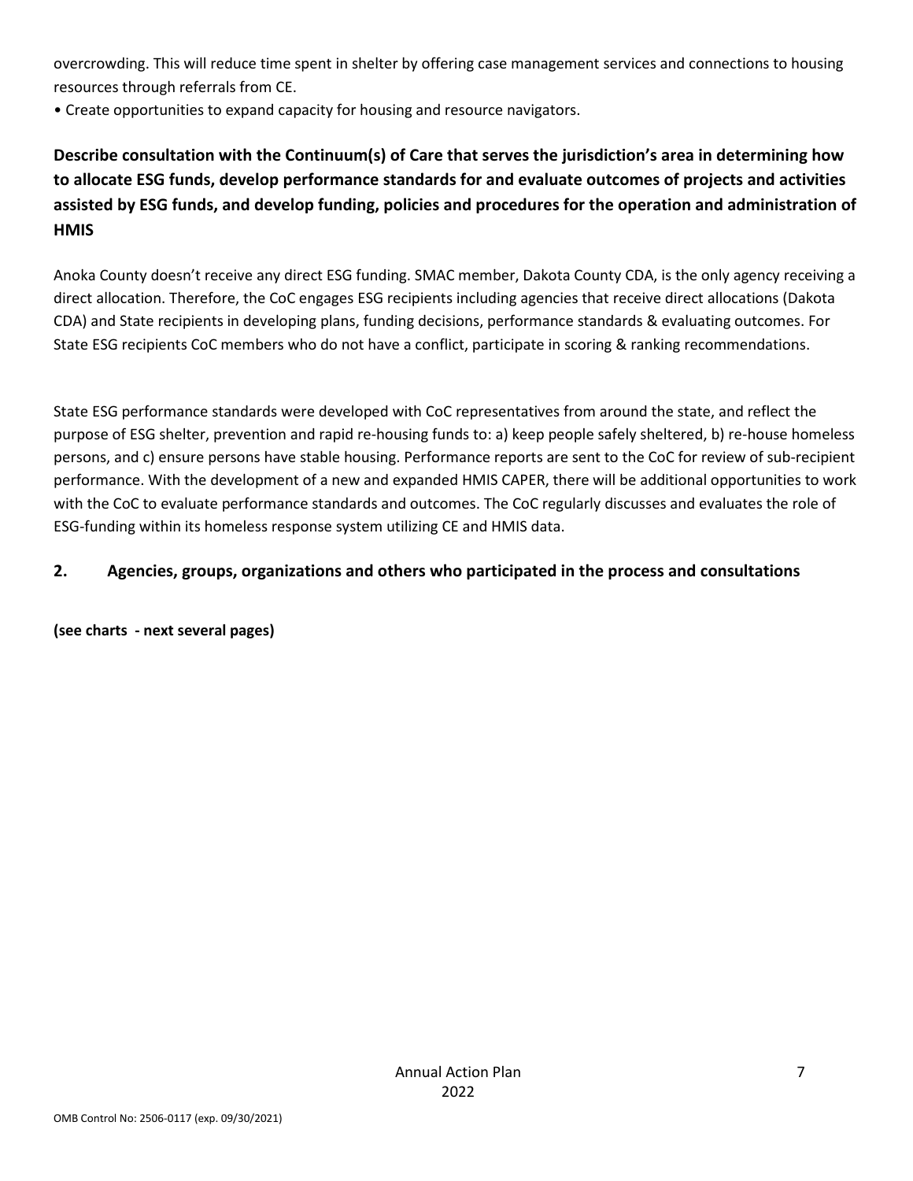overcrowding. This will reduce time spent in shelter by offering case management services and connections to housing resources through referrals from CE.

• Create opportunities to expand capacity for housing and resource navigators.

**Describe consultation with the Continuum(s) of Care that serves the jurisdiction's area in determining how to allocate ESG funds, develop performance standards for and evaluate outcomes of projects and activities assisted by ESG funds, and develop funding, policies and procedures for the operation and administration of HMIS**

Anoka County doesn't receive any direct ESG funding. SMAC member, Dakota County CDA, is the only agency receiving a direct allocation. Therefore, the CoC engages ESG recipients including agencies that receive direct allocations (Dakota CDA) and State recipients in developing plans, funding decisions, performance standards & evaluating outcomes. For State ESG recipients CoC members who do not have a conflict, participate in scoring & ranking recommendations.

State ESG performance standards were developed with CoC representatives from around the state, and reflect the purpose of ESG shelter, prevention and rapid re-housing funds to: a) keep people safely sheltered, b) re-house homeless persons, and c) ensure persons have stable housing. Performance reports are sent to the CoC for review of sub-recipient performance. With the development of a new and expanded HMIS CAPER, there will be additional opportunities to work with the CoC to evaluate performance standards and outcomes. The CoC regularly discusses and evaluates the role of ESG-funding within its homeless response system utilizing CE and HMIS data.

## 2. Agencies, groups, organizations and others who participated in the process and consultations

**(see charts - next several pages)**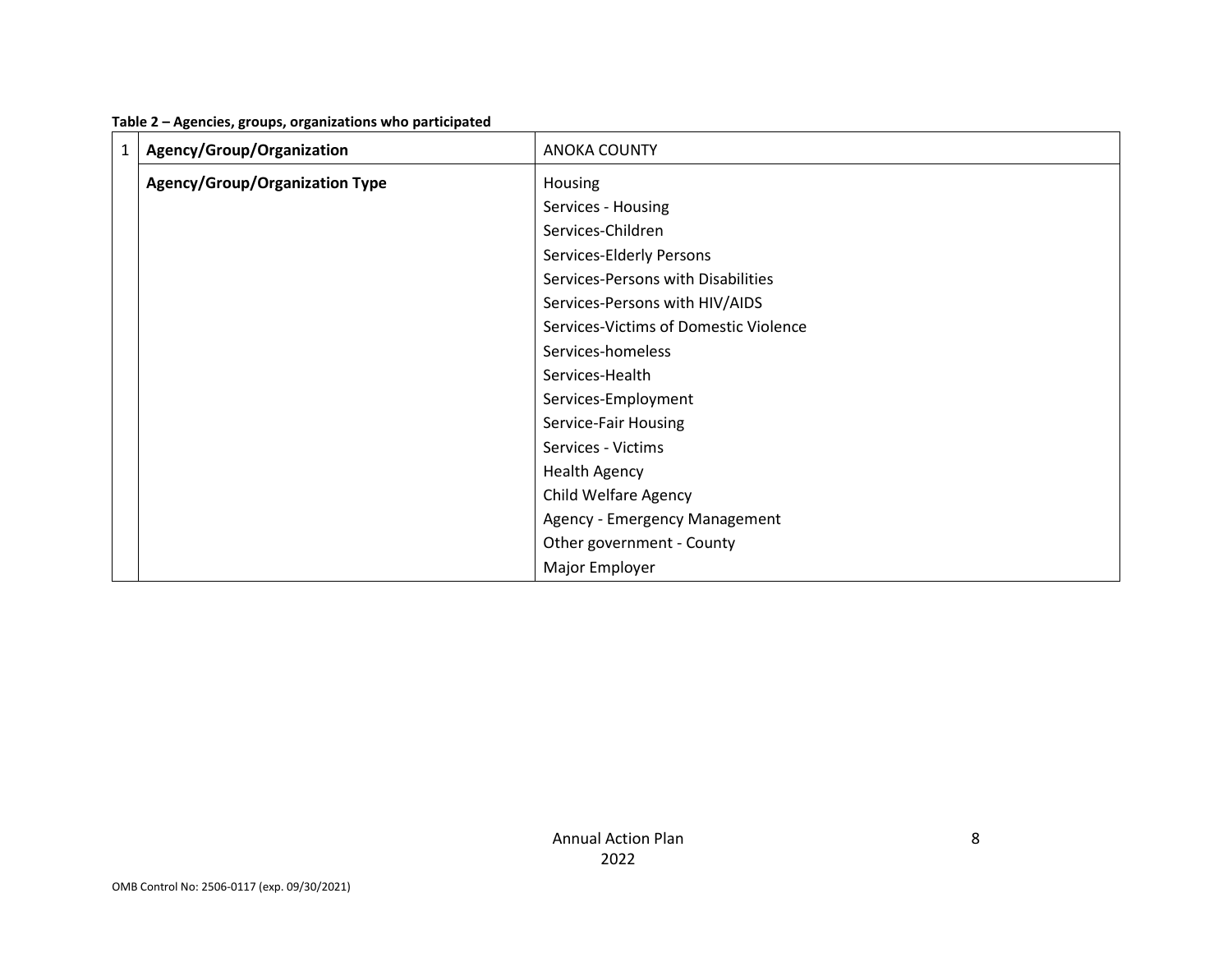**Table 2 – Agencies, groups, organizations who participated**

| | | |
|---|---|---|
| 1 | **Agency/Group/Organization** | ANOKA COUNTY |
| | **Agency/Group/Organization Type** | Housing<br>Services - Housing<br>Services-Children<br>Services-Elderly Persons<br>Services-Persons with Disabilities<br>Services-Persons with HIV/AIDS<br>Services-Victims of Domestic Violence<br>Services-homeless<br>Services-Health<br>Services-Employment<br>Service-Fair Housing<br>Services - Victims<br>Health Agency<br>Child Welfare Agency<br>Agency - Emergency Management<br>Other government - County<br>Major Employer |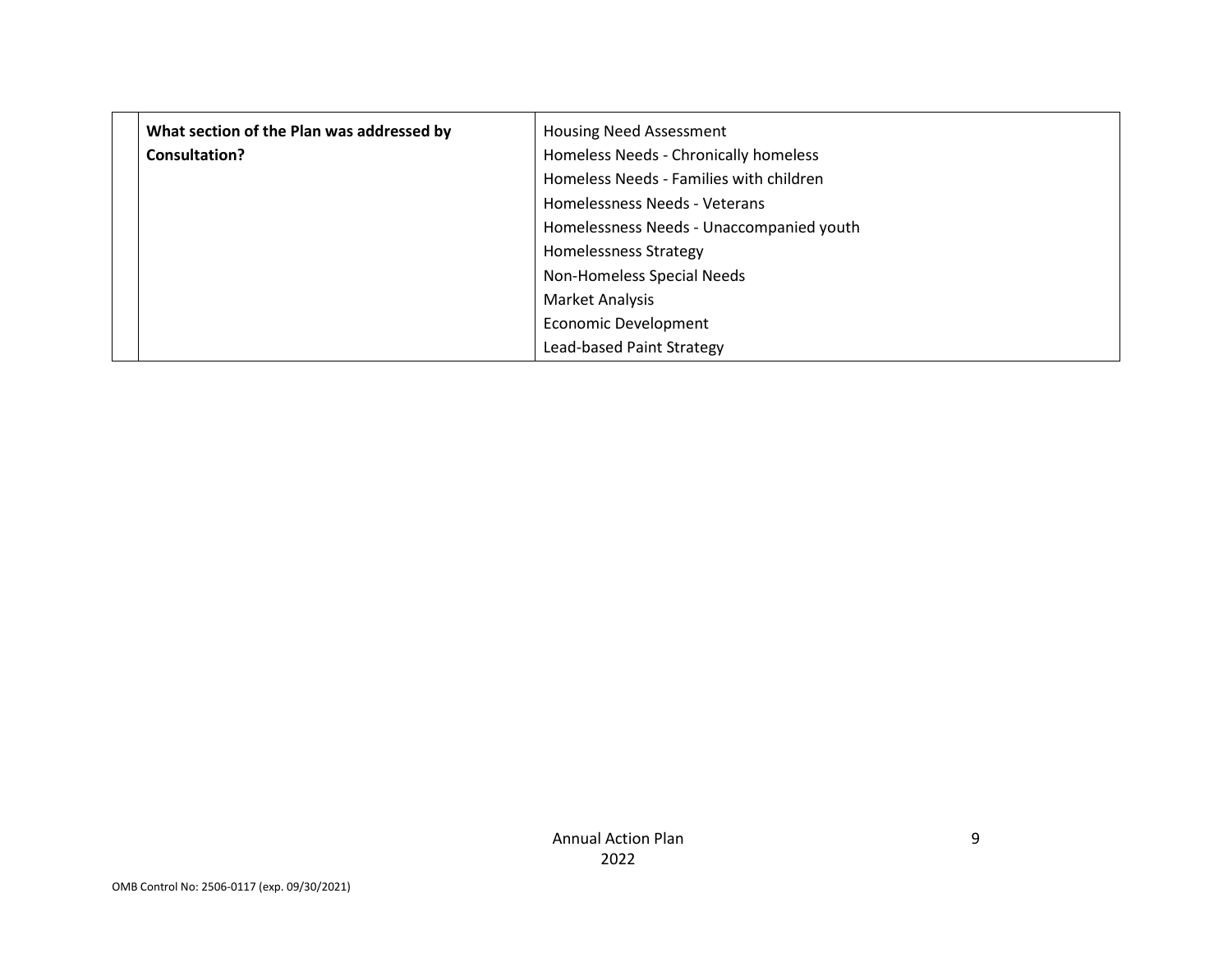| | | |
|---|---|---|
| | **What section of the Plan was addressed by Consultation?** | Housing Need Assessment<br>Homeless Needs - Chronically homeless<br>Homeless Needs - Families with children<br>Homelessness Needs - Veterans<br>Homelessness Needs - Unaccompanied youth<br>Homelessness Strategy<br>Non-Homeless Special Needs<br>Market Analysis<br>Economic Development<br>Lead-based Paint Strategy |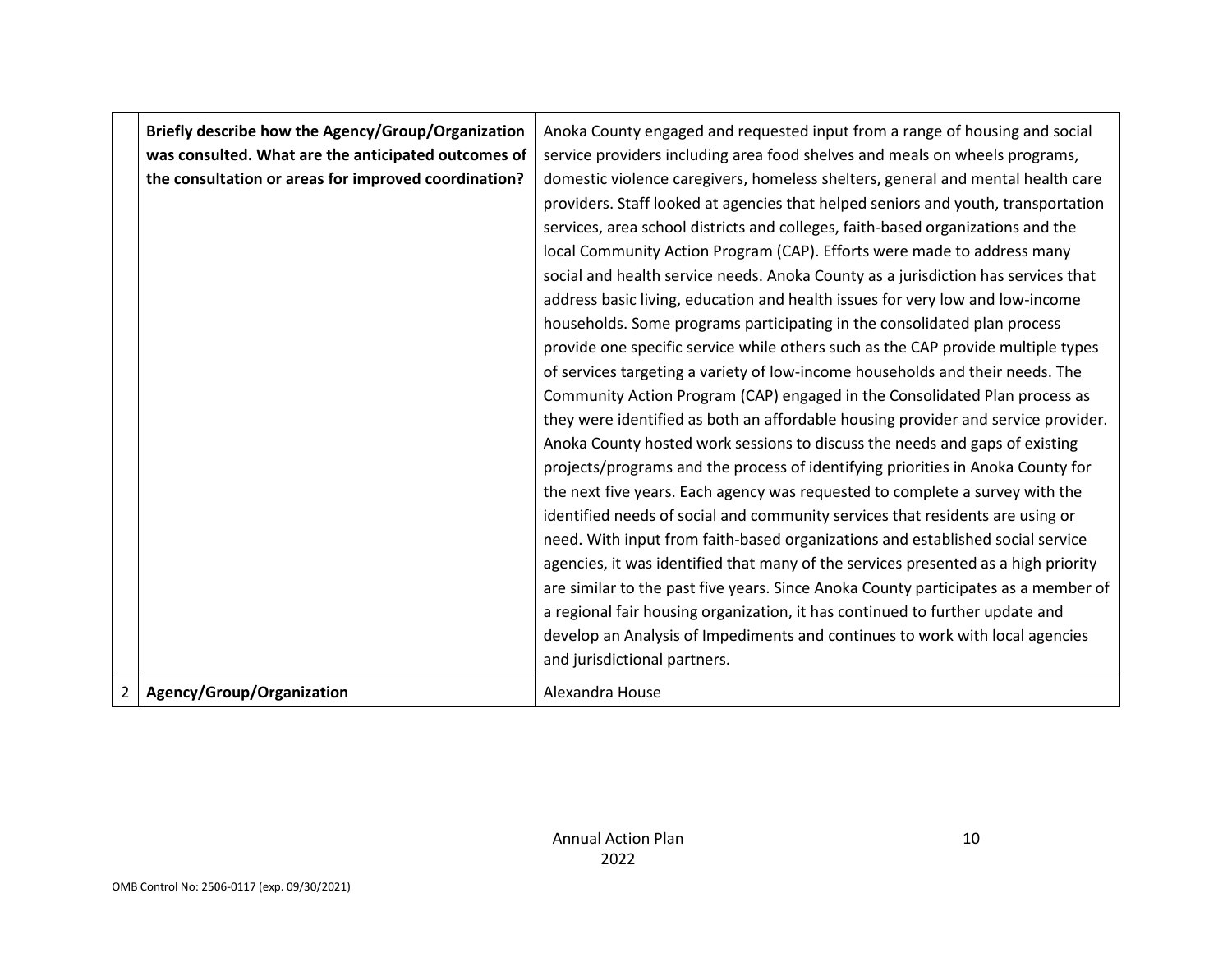| | | |
|---|---|---|
| | **Briefly describe how the Agency/Group/Organization was consulted. What are the anticipated outcomes of the consultation or areas for improved coordination?** | Anoka County engaged and requested input from a range of housing and social service providers including area food shelves and meals on wheels programs, domestic violence caregivers, homeless shelters, general and mental health care providers. Staff looked at agencies that helped seniors and youth, transportation services, area school districts and colleges, faith-based organizations and the local Community Action Program (CAP). Efforts were made to address many social and health service needs. Anoka County as a jurisdiction has services that address basic living, education and health issues for very low and low-income households. Some programs participating in the consolidated plan process provide one specific service while others such as the CAP provide multiple types of services targeting a variety of low-income households and their needs. The Community Action Program (CAP) engaged in the Consolidated Plan process as they were identified as both an affordable housing provider and service provider. Anoka County hosted work sessions to discuss the needs and gaps of existing projects/programs and the process of identifying priorities in Anoka County for the next five years. Each agency was requested to complete a survey with the identified needs of social and community services that residents are using or need. With input from faith-based organizations and established social service agencies, it was identified that many of the services presented as a high priority are similar to the past five years. Since Anoka County participates as a member of a regional fair housing organization, it has continued to further update and develop an Analysis of Impediments and continues to work with local agencies and jurisdictional partners. |
| 2 | **Agency/Group/Organization** | Alexandra House |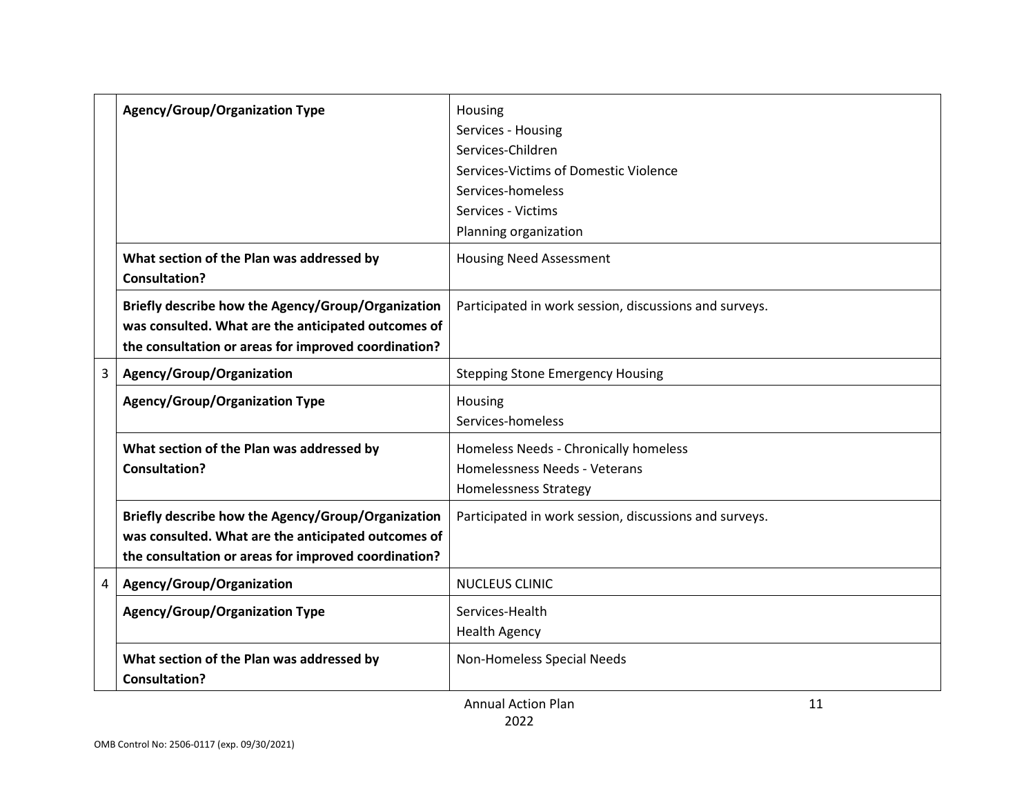| | | |
|---|---|---|
| | **Agency/Group/Organization Type** | Housing<br>Services - Housing<br>Services-Children<br>Services-Victims of Domestic Violence<br>Services-homeless<br>Services - Victims<br>Planning organization |
| | **What section of the Plan was addressed by Consultation?** | Housing Need Assessment |
| | **Briefly describe how the Agency/Group/Organization was consulted. What are the anticipated outcomes of the consultation or areas for improved coordination?** | Participated in work session, discussions and surveys. |
| 3 | **Agency/Group/Organization** | Stepping Stone Emergency Housing |
| | **Agency/Group/Organization Type** | Housing<br>Services-homeless |
| | **What section of the Plan was addressed by Consultation?** | Homeless Needs - Chronically homeless<br>Homelessness Needs - Veterans<br>Homelessness Strategy |
| | **Briefly describe how the Agency/Group/Organization was consulted. What are the anticipated outcomes of the consultation or areas for improved coordination?** | Participated in work session, discussions and surveys. |
| 4 | **Agency/Group/Organization** | NUCLEUS CLINIC |
| | **Agency/Group/Organization Type** | Services-Health<br>Health Agency |
| | **What section of the Plan was addressed by Consultation?** | Non-Homeless Special Needs |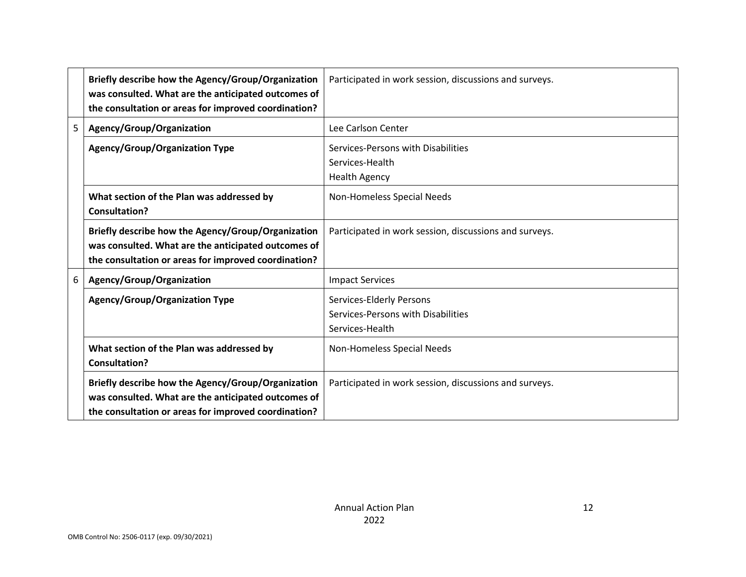| | | |
|---|---|---|
| | **Briefly describe how the Agency/Group/Organization was consulted. What are the anticipated outcomes of the consultation or areas for improved coordination?** | Participated in work session, discussions and surveys. |
| 5 | **Agency/Group/Organization** | Lee Carlson Center |
| | **Agency/Group/Organization Type** | Services-Persons with Disabilities<br>Services-Health<br>Health Agency |
| | **What section of the Plan was addressed by Consultation?** | Non-Homeless Special Needs |
| | **Briefly describe how the Agency/Group/Organization was consulted. What are the anticipated outcomes of the consultation or areas for improved coordination?** | Participated in work session, discussions and surveys. |
| 6 | **Agency/Group/Organization** | Impact Services |
| | **Agency/Group/Organization Type** | Services-Elderly Persons<br>Services-Persons with Disabilities<br>Services-Health |
| | **What section of the Plan was addressed by Consultation?** | Non-Homeless Special Needs |
| | **Briefly describe how the Agency/Group/Organization was consulted. What are the anticipated outcomes of the consultation or areas for improved coordination?** | Participated in work session, discussions and surveys. |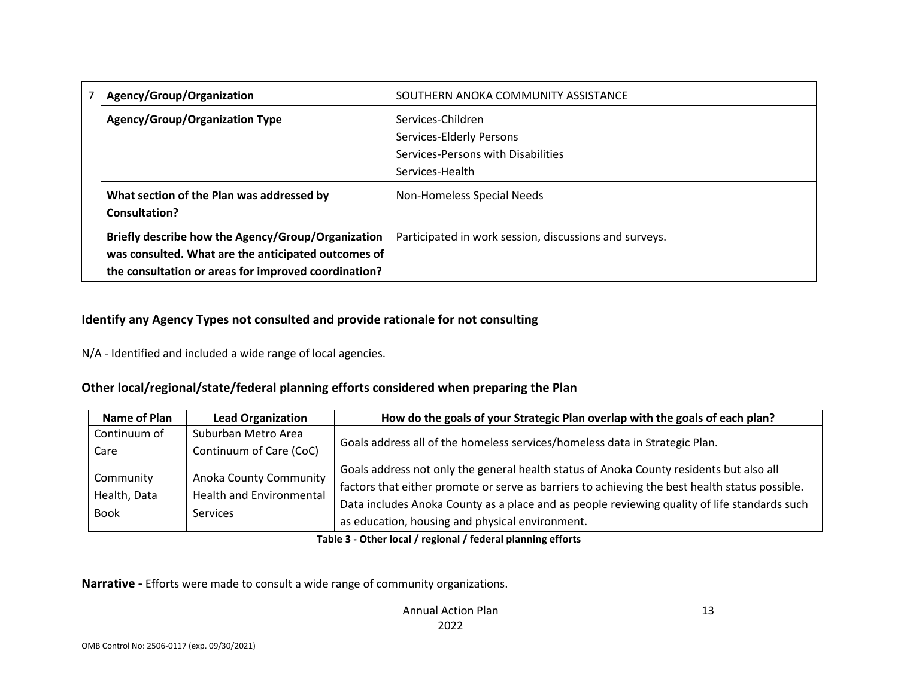| 7 | Agency/Group/Organization | SOUTHERN ANOKA COMMUNITY ASSISTANCE |
|---|---|---|
| | **Agency/Group/Organization Type** | Services-Children<br>Services-Elderly Persons<br>Services-Persons with Disabilities<br>Services-Health |
| | **What section of the Plan was addressed by Consultation?** | Non-Homeless Special Needs |
| | **Briefly describe how the Agency/Group/Organization was consulted. What are the anticipated outcomes of the consultation or areas for improved coordination?** | Participated in work session, discussions and surveys. |

### Identify any Agency Types not consulted and provide rationale for not consulting

N/A - Identified and included a wide range of local agencies.

### Other local/regional/state/federal planning efforts considered when preparing the Plan

| Name of Plan | Lead Organization | How do the goals of your Strategic Plan overlap with the goals of each plan? |
|---|---|---|
| Continuum of Care | Suburban Metro Area Continuum of Care (CoC) | Goals address all of the homeless services/homeless data in Strategic Plan. |
| Community Health, Data Book | Anoka County Community Health and Environmental Services | Goals address not only the general health status of Anoka County residents but also all factors that either promote or serve as barriers to achieving the best health status possible. Data includes Anoka County as a place and as people reviewing quality of life standards such as education, housing and physical environment. |

**Table 3 - Other local / regional / federal planning efforts**

**Narrative -** Efforts were made to consult a wide range of community organizations.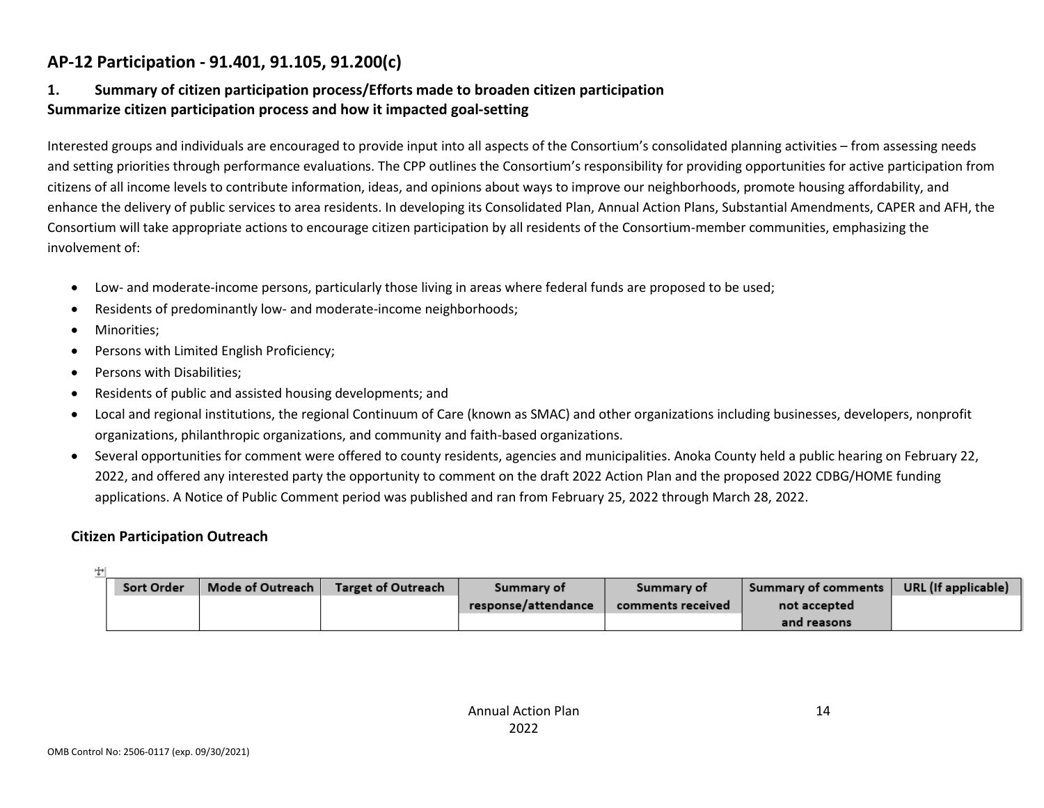## AP-12 Participation - 91.401, 91.105, 91.200(c)

### 1. Summary of citizen participation process/Efforts made to broaden citizen participation

**Summarize citizen participation process and how it impacted goal-setting**

Interested groups and individuals are encouraged to provide input into all aspects of the Consortium's consolidated planning activities – from assessing needs and setting priorities through performance evaluations. The CPP outlines the Consortium's responsibility for providing opportunities for active participation from citizens of all income levels to contribute information, ideas, and opinions about ways to improve our neighborhoods, promote housing affordability, and enhance the delivery of public services to area residents. In developing its Consolidated Plan, Annual Action Plans, Substantial Amendments, CAPER and AFH, the Consortium will take appropriate actions to encourage citizen participation by all residents of the Consortium-member communities, emphasizing the involvement of:

- Low- and moderate-income persons, particularly those living in areas where federal funds are proposed to be used;
- Residents of predominantly low- and moderate-income neighborhoods;
- Minorities;
- Persons with Limited English Proficiency;
- Persons with Disabilities;
- Residents of public and assisted housing developments; and
- Local and regional institutions, the regional Continuum of Care (known as SMAC) and other organizations including businesses, developers, nonprofit organizations, philanthropic organizations, and community and faith-based organizations.
- Several opportunities for comment were offered to county residents, agencies and municipalities. Anoka County held a public hearing on February 22, 2022, and offered any interested party the opportunity to comment on the draft 2022 Action Plan and the proposed 2022 CDBG/HOME funding applications. A Notice of Public Comment period was published and ran from February 25, 2022 through March 28, 2022.

### Citizen Participation Outreach

| Sort Order | Mode of Outreach | Target of Outreach | Summary of response/attendance | Summary of comments received | Summary of comments not accepted and reasons | URL (If applicable) |
|---|---|---|---|---|---|---|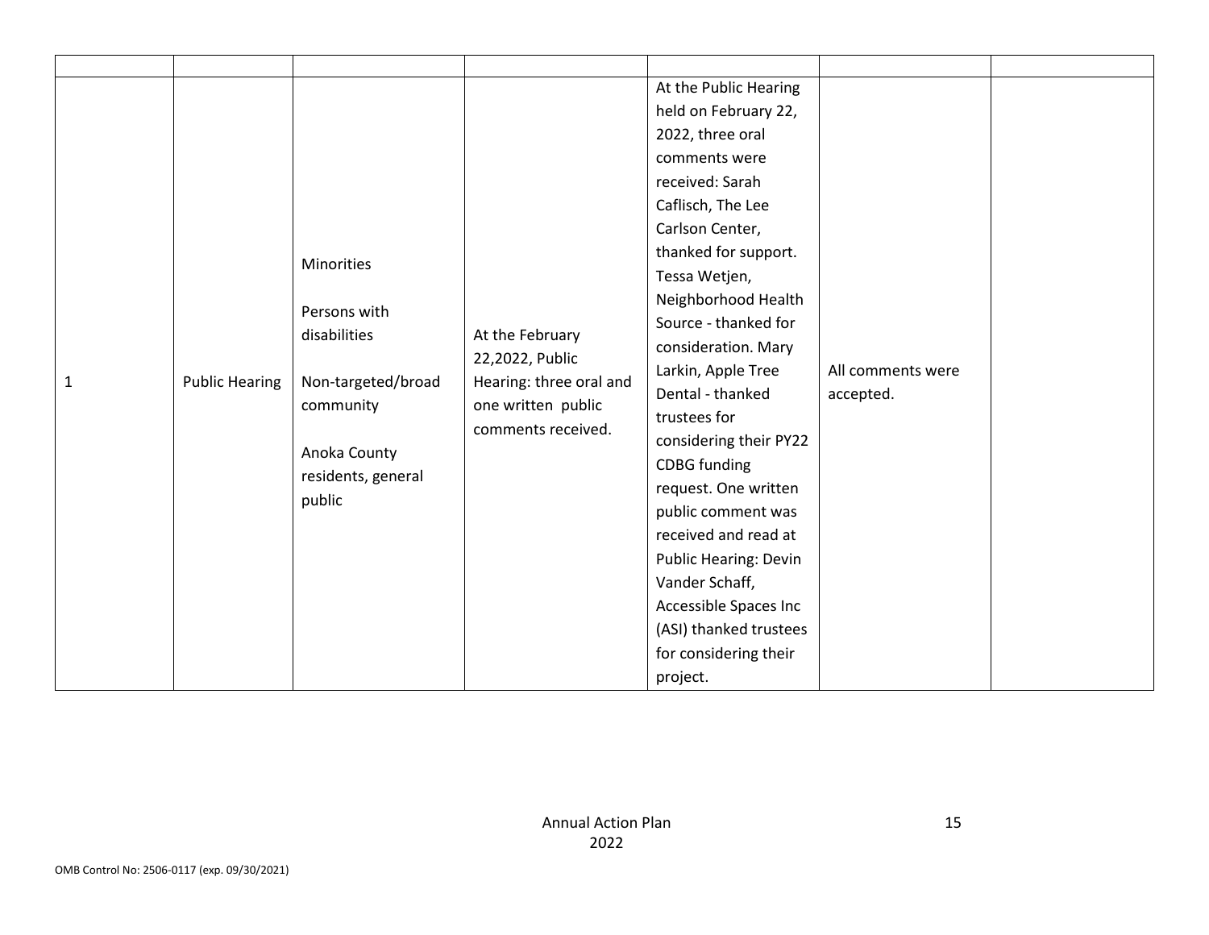| | | | | | | |
|---|---|---|---|---|---|---|
| 1 | Public Hearing | Minorities<br><br>Persons with disabilities<br><br>Non-targeted/broad community<br><br>Anoka County residents, general public | At the February 22,2022, Public Hearing: three oral and one written public comments received. | At the Public Hearing held on February 22, 2022, three oral comments were received: Sarah Caflisch, The Lee Carlson Center, thanked for support. Tessa Wetjen, Neighborhood Health Source - thanked for consideration. Mary Larkin, Apple Tree Dental - thanked trustees for considering their PY22 CDBG funding request. One written public comment was received and read at Public Hearing: Devin Vander Schaff, Accessible Spaces Inc (ASI) thanked trustees for considering their project. | All comments were accepted. | |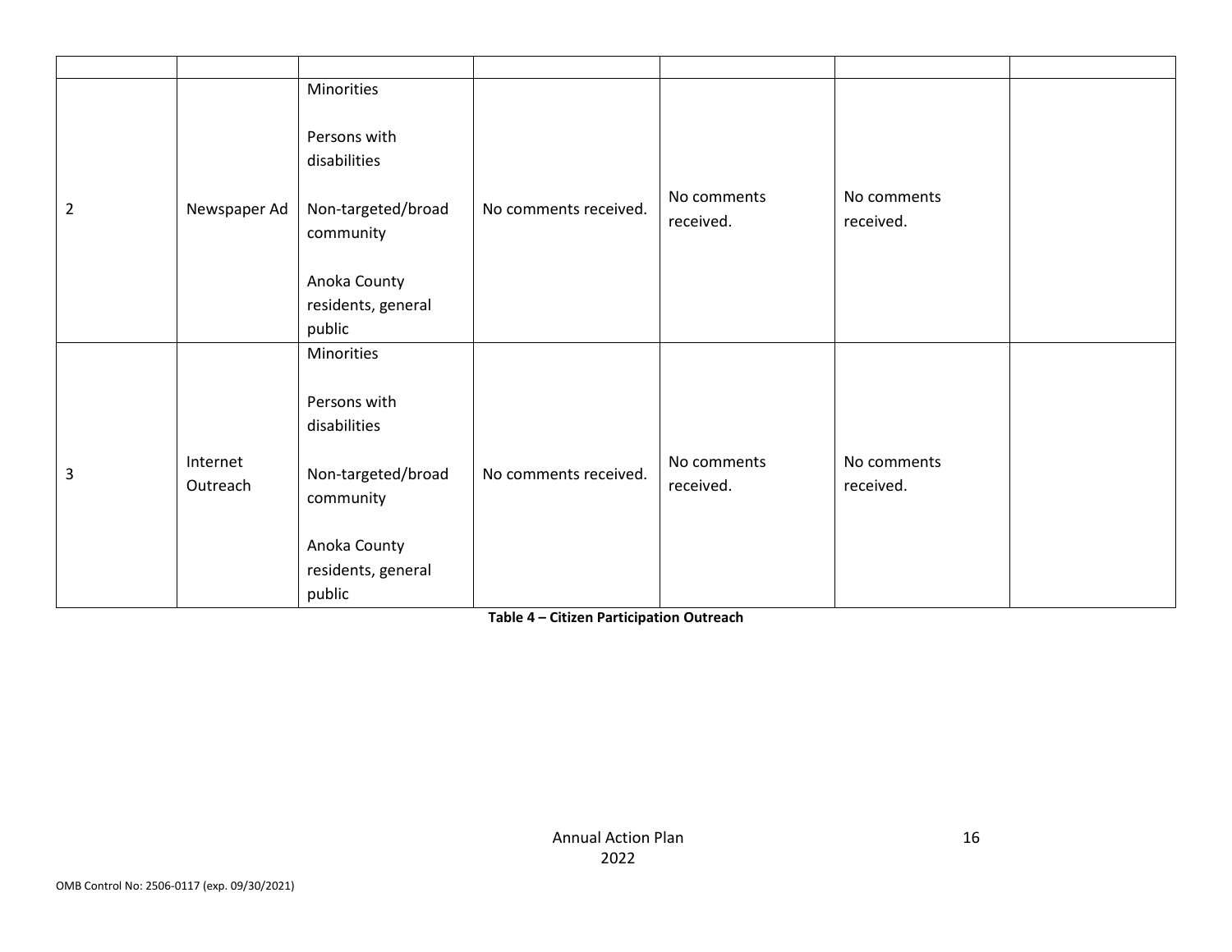| | | | | | | |
|---|---|---|---|---|---|---|
| 2 | Newspaper Ad | Minorities<br><br>Persons with disabilities<br><br>Non-targeted/broad community<br><br>Anoka County residents, general public | No comments received. | No comments received. | No comments received. | |
| 3 | Internet Outreach | Minorities<br><br>Persons with disabilities<br><br>Non-targeted/broad community<br><br>Anoka County residents, general public | No comments received. | No comments received. | No comments received. | |

**Table 4 – Citizen Participation Outreach**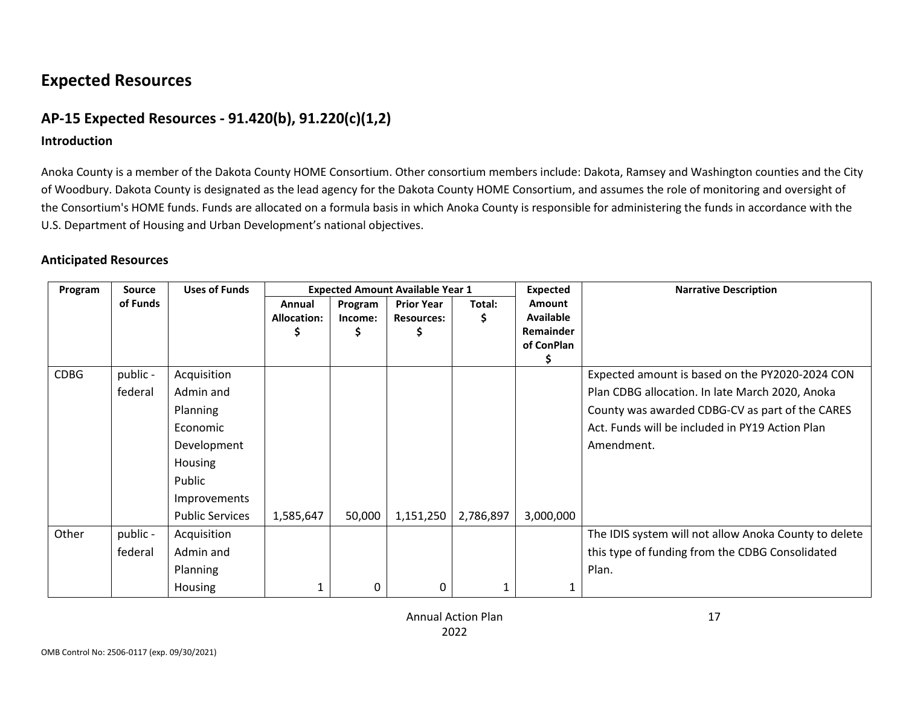# Expected Resources

## AP-15 Expected Resources - 91.420(b), 91.220(c)(1,2)

### Introduction

Anoka County is a member of the Dakota County HOME Consortium. Other consortium members include: Dakota, Ramsey and Washington counties and the City of Woodbury. Dakota County is designated as the lead agency for the Dakota County HOME Consortium, and assumes the role of monitoring and oversight of the Consortium's HOME funds. Funds are allocated on a formula basis in which Anoka County is responsible for administering the funds in accordance with the U.S. Department of Housing and Urban Development's national objectives.

### Anticipated Resources

| Program | Source of Funds | Uses of Funds | Expected Amount Available Year 1 | | | | Expected Amount Available Remainder of ConPlan $ | Narrative Description |
|---|---|---|---|---|---|---|---|---|
| | | | Annual Allocation: $ | Program Income: $ | Prior Year Resources: $ | Total: $ | | |
| CDBG | public - federal | Acquisition<br>Admin and Planning<br>Economic Development<br>Housing<br>Public Improvements<br>Public Services | 1,585,647 | 50,000 | 1,151,250 | 2,786,897 | 3,000,000 | Expected amount is based on the PY2020-2024 CON Plan CDBG allocation. In late March 2020, Anoka County was awarded CDBG-CV as part of the CARES Act. Funds will be included in PY19 Action Plan Amendment. |
| Other | public - federal | Acquisition<br>Admin and Planning<br>Housing | 1 | 0 | 0 | 1 | 1 | The IDIS system will not allow Anoka County to delete this type of funding from the CDBG Consolidated Plan. |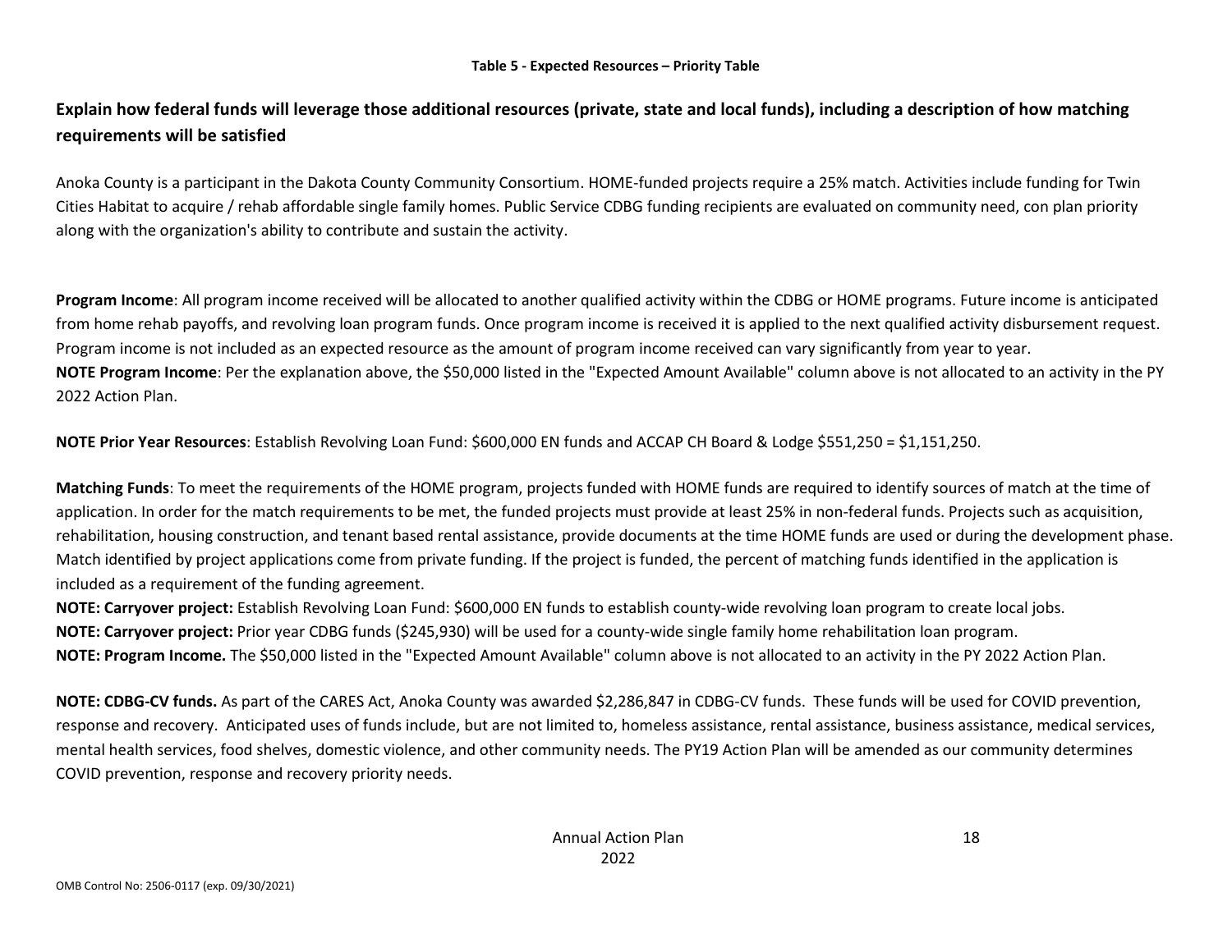**Table 5 - Expected Resources – Priority Table**

## Explain how federal funds will leverage those additional resources (private, state and local funds), including a description of how matching requirements will be satisfied

Anoka County is a participant in the Dakota County Community Consortium. HOME-funded projects require a 25% match. Activities include funding for Twin Cities Habitat to acquire / rehab affordable single family homes. Public Service CDBG funding recipients are evaluated on community need, con plan priority along with the organization's ability to contribute and sustain the activity.

**Program Income**: All program income received will be allocated to another qualified activity within the CDBG or HOME programs. Future income is anticipated from home rehab payoffs, and revolving loan program funds. Once program income is received it is applied to the next qualified activity disbursement request. Program income is not included as an expected resource as the amount of program income received can vary significantly from year to year.
**NOTE Program Income**: Per the explanation above, the $50,000 listed in the "Expected Amount Available" column above is not allocated to an activity in the PY 2022 Action Plan.

**NOTE Prior Year Resources**: Establish Revolving Loan Fund: $600,000 EN funds and ACCAP CH Board & Lodge $551,250 = $1,151,250.

**Matching Funds**: To meet the requirements of the HOME program, projects funded with HOME funds are required to identify sources of match at the time of application. In order for the match requirements to be met, the funded projects must provide at least 25% in non-federal funds. Projects such as acquisition, rehabilitation, housing construction, and tenant based rental assistance, provide documents at the time HOME funds are used or during the development phase. Match identified by project applications come from private funding. If the project is funded, the percent of matching funds identified in the application is included as a requirement of the funding agreement.
**NOTE: Carryover project:** Establish Revolving Loan Fund: $600,000 EN funds to establish county-wide revolving loan program to create local jobs.
**NOTE: Carryover project:** Prior year CDBG funds ($245,930) will be used for a county-wide single family home rehabilitation loan program.
**NOTE: Program Income.** The $50,000 listed in the "Expected Amount Available" column above is not allocated to an activity in the PY 2022 Action Plan.

**NOTE: CDBG-CV funds.** As part of the CARES Act, Anoka County was awarded $2,286,847 in CDBG-CV funds. These funds will be used for COVID prevention, response and recovery. Anticipated uses of funds include, but are not limited to, homeless assistance, rental assistance, business assistance, medical services, mental health services, food shelves, domestic violence, and other community needs. The PY19 Action Plan will be amended as our community determines COVID prevention, response and recovery priority needs.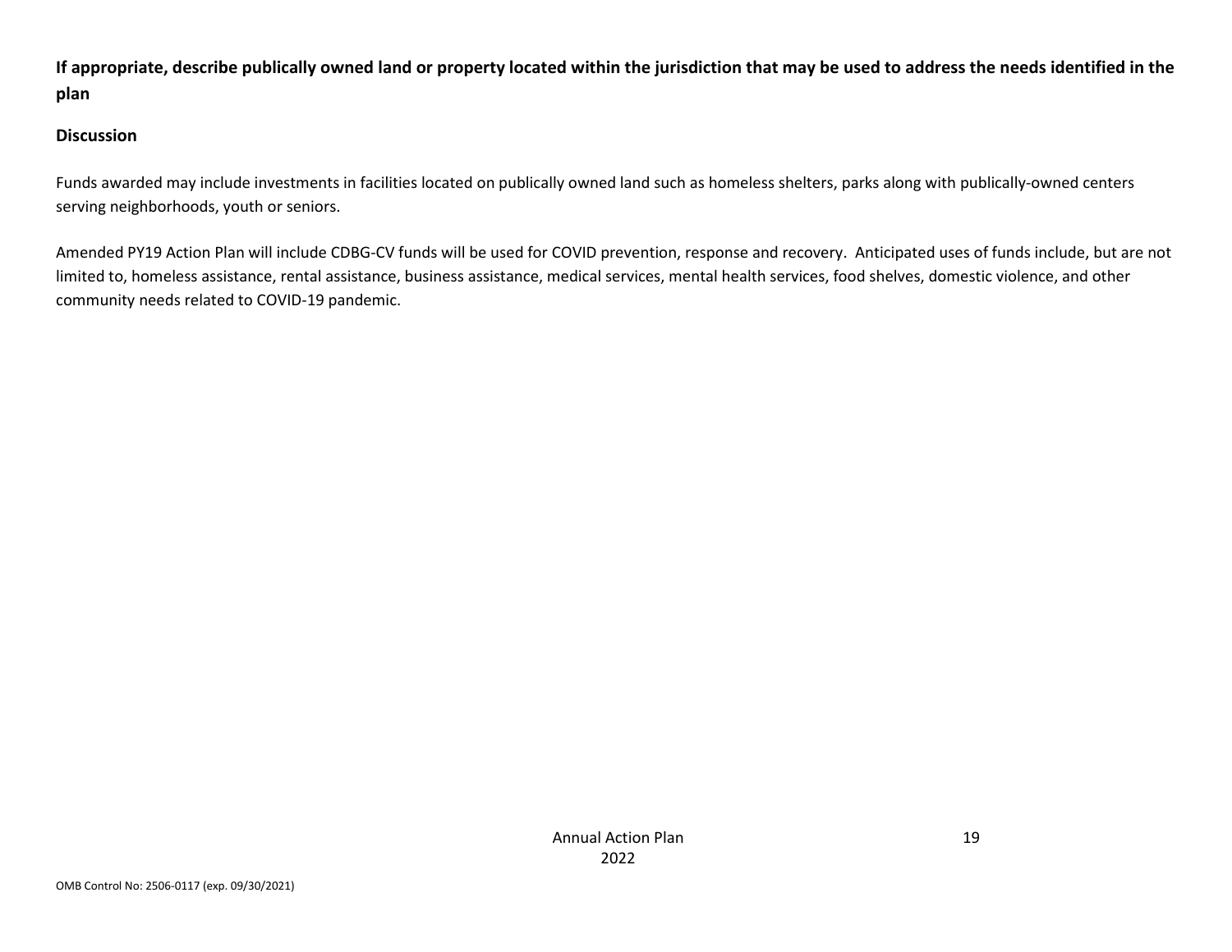**If appropriate, describe publically owned land or property located within the jurisdiction that may be used to address the needs identified in the plan**

**Discussion**

Funds awarded may include investments in facilities located on publically owned land such as homeless shelters, parks along with publically-owned centers serving neighborhoods, youth or seniors.

Amended PY19 Action Plan will include CDBG-CV funds will be used for COVID prevention, response and recovery. Anticipated uses of funds include, but are not limited to, homeless assistance, rental assistance, business assistance, medical services, mental health services, food shelves, domestic violence, and other community needs related to COVID-19 pandemic.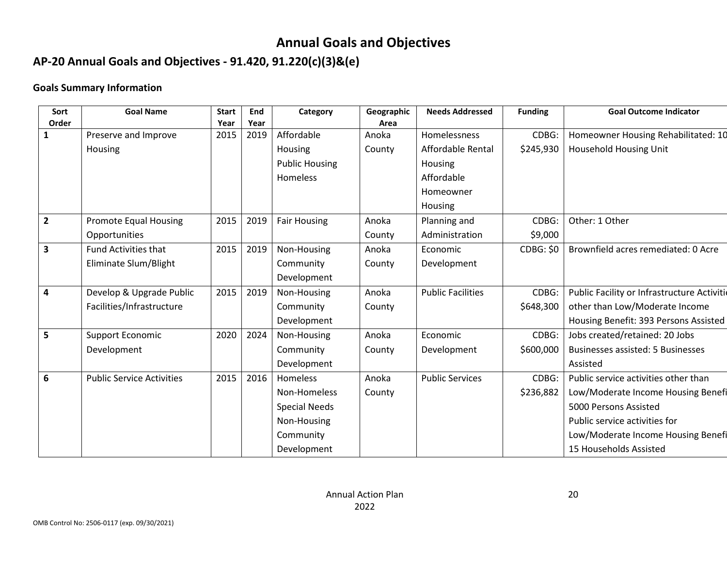# Annual Goals and Objectives

## AP-20 Annual Goals and Objectives - 91.420, 91.220(c)(3)&(e)

### Goals Summary Information

| Sort Order | Goal Name | Start Year | End Year | Category | Geographic Area | Needs Addressed | Funding | Goal Outcome Indicator |
|---|---|---|---|---|---|---|---|---|
| 1 | Preserve and Improve Housing | 2015 | 2019 | Affordable Housing Public Housing Homeless | Anoka County | Homelessness Affordable Rental Housing Affordable Homeowner Housing | CDBG: $245,930 | Homeowner Housing Rehabilitated: 10 Household Housing Unit |
| 2 | Promote Equal Housing Opportunities | 2015 | 2019 | Fair Housing | Anoka County | Planning and Administration | CDBG: $9,000 | Other: 1 Other |
| 3 | Fund Activities that Eliminate Slum/Blight | 2015 | 2019 | Non-Housing Community Development | Anoka County | Economic Development | CDBG: $0 | Brownfield acres remediated: 0 Acre |
| 4 | Develop & Upgrade Public Facilities/Infrastructure | 2015 | 2019 | Non-Housing Community Development | Anoka County | Public Facilities | CDBG: $648,300 | Public Facility or Infrastructure Activities other than Low/Moderate Income Housing Benefit: 393 Persons Assisted |
| 5 | Support Economic Development | 2020 | 2024 | Non-Housing Community Development | Anoka County | Economic Development | CDBG: $600,000 | Jobs created/retained: 20 Jobs Businesses assisted: 5 Businesses Assisted |
| 6 | Public Service Activities | 2015 | 2016 | Homeless Non-Homeless Special Needs Non-Housing Community Development | Anoka County | Public Services | CDBG: $236,882 | Public service activities other than Low/Moderate Income Housing Benefit: 5000 Persons Assisted Public service activities for Low/Moderate Income Housing Benefit: 15 Households Assisted |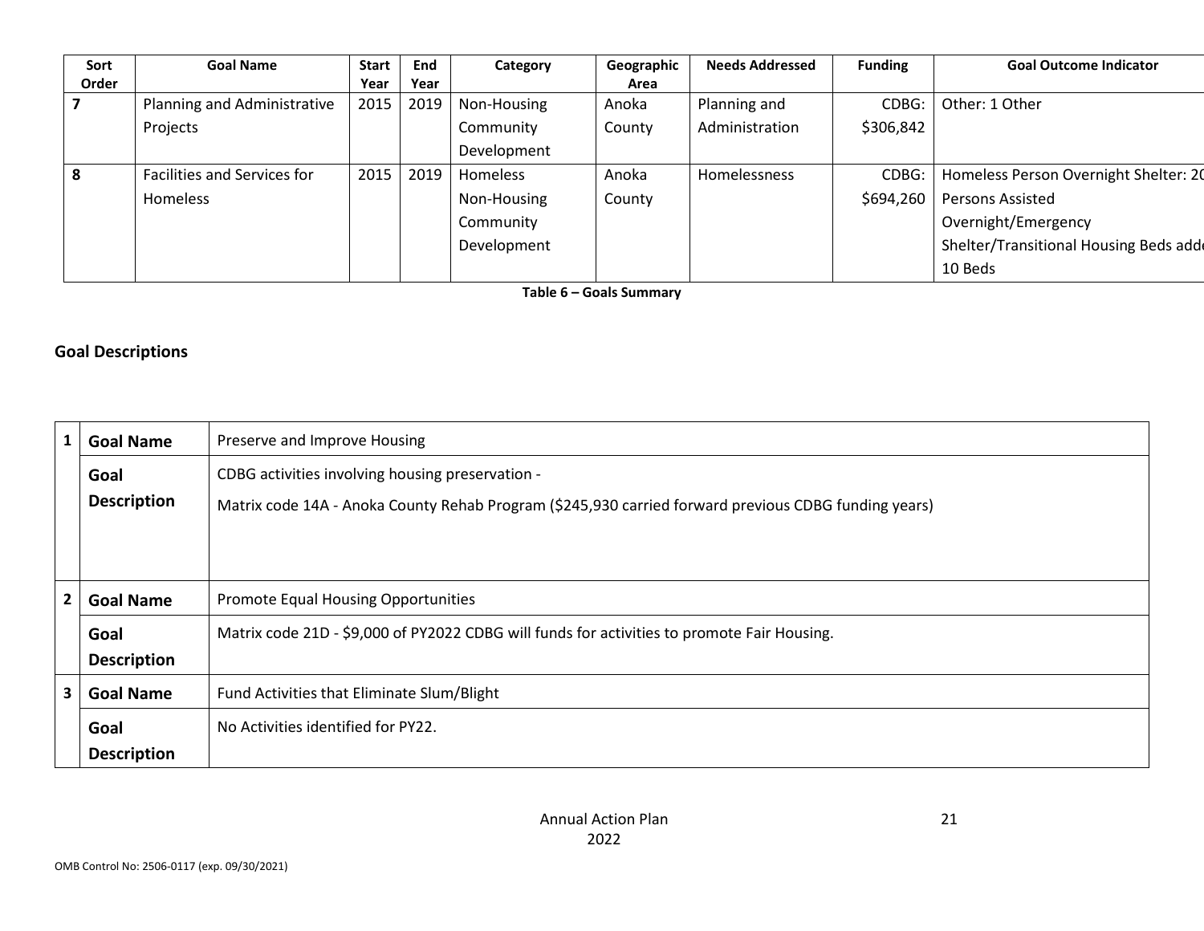| Sort Order | Goal Name | Start Year | End Year | Category | Geographic Area | Needs Addressed | Funding | Goal Outcome Indicator |
|---|---|---|---|---|---|---|---|---|
| 7 | Planning and Administrative Projects | 2015 | 2019 | Non-Housing Community Development | Anoka County | Planning and Administration | CDBG: $306,842 | Other: 1 Other |
| 8 | Facilities and Services for Homeless | 2015 | 2019 | Homeless Non-Housing Community Development | Anoka County | Homelessness | CDBG: $694,260 | Homeless Person Overnight Shelter: 20 Persons Assisted Overnight/Emergency Shelter/Transitional Housing Beds added: 10 Beds |

**Table 6 – Goals Summary**

## Goal Descriptions

| | | |
|---|---|---|
| 1 | **Goal Name** | Preserve and Improve Housing |
| | **Goal Description** | CDBG activities involving housing preservation - Matrix code 14A - Anoka County Rehab Program ($245,930 carried forward previous CDBG funding years) |
| 2 | **Goal Name** | Promote Equal Housing Opportunities |
| | **Goal Description** | Matrix code 21D - $9,000 of PY2022 CDBG will funds for activities to promote Fair Housing. |
| 3 | **Goal Name** | Fund Activities that Eliminate Slum/Blight |
| | **Goal Description** | No Activities identified for PY22. |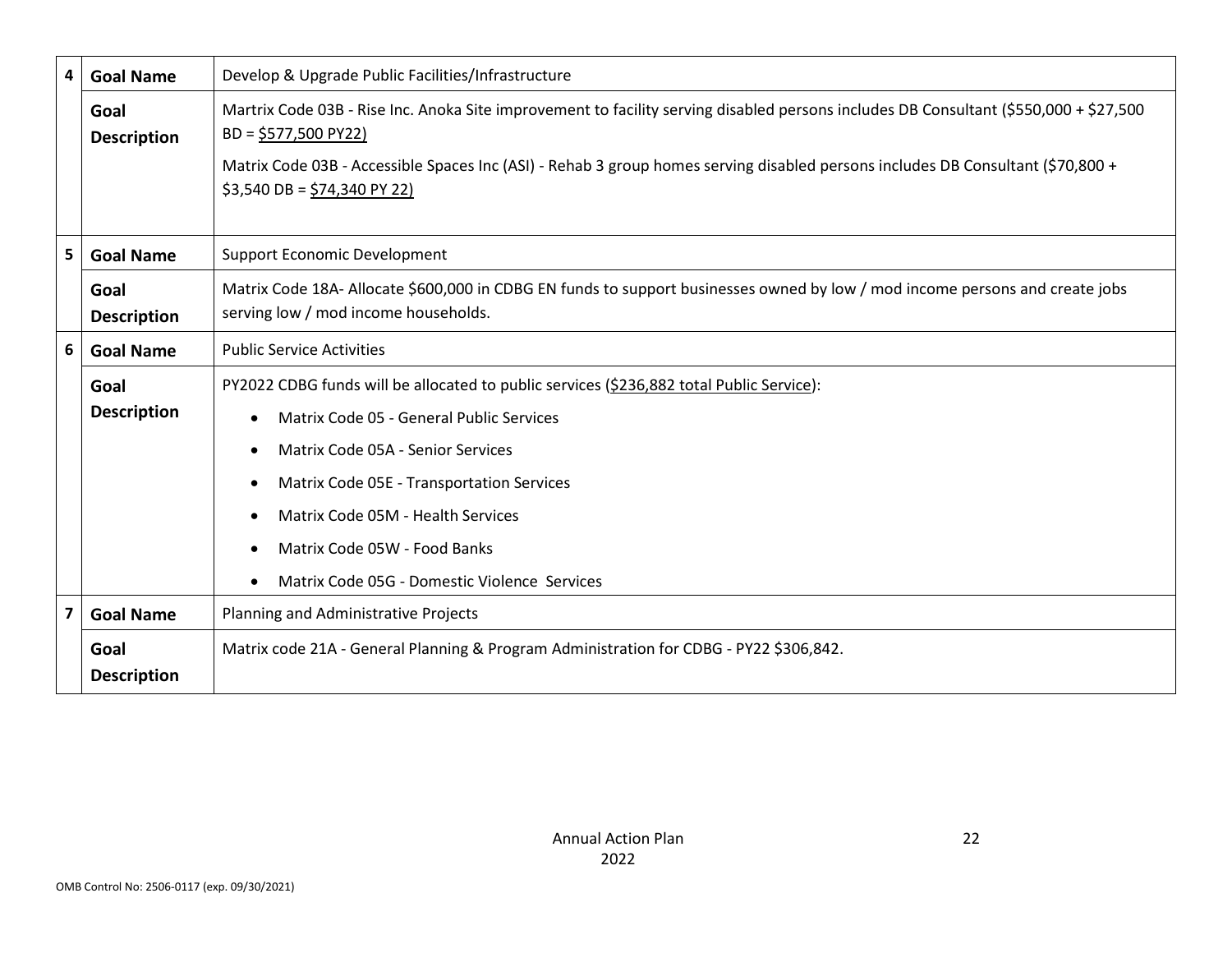| | | |
|---|---|---|
| 4 | **Goal Name** | Develop & Upgrade Public Facilities/Infrastructure |
| | **Goal Description** | Martrix Code 03B - Rise Inc. Anoka Site improvement to facility serving disabled persons includes DB Consultant ($550,000 + $27,500 BD = $577,500 PY22)<br><br>Matrix Code 03B - Accessible Spaces Inc (ASI) - Rehab 3 group homes serving disabled persons includes DB Consultant ($70,800 + $3,540 DB = $74,340 PY 22) |
| 5 | **Goal Name** | Support Economic Development |
| | **Goal Description** | Matrix Code 18A- Allocate $600,000 in CDBG EN funds to support businesses owned by low / mod income persons and create jobs serving low / mod income households. |
| 6 | **Goal Name** | Public Service Activities |
| | **Goal Description** | PY2022 CDBG funds will be allocated to public services ($236,882 total Public Service):<br>• Matrix Code 05 - General Public Services<br>• Matrix Code 05A - Senior Services<br>• Matrix Code 05E - Transportation Services<br>• Matrix Code 05M - Health Services<br>• Matrix Code 05W - Food Banks<br>• Matrix Code 05G - Domestic Violence Services |
| 7 | **Goal Name** | Planning and Administrative Projects |
| | **Goal Description** | Matrix code 21A - General Planning & Program Administration for CDBG - PY22 $306,842. |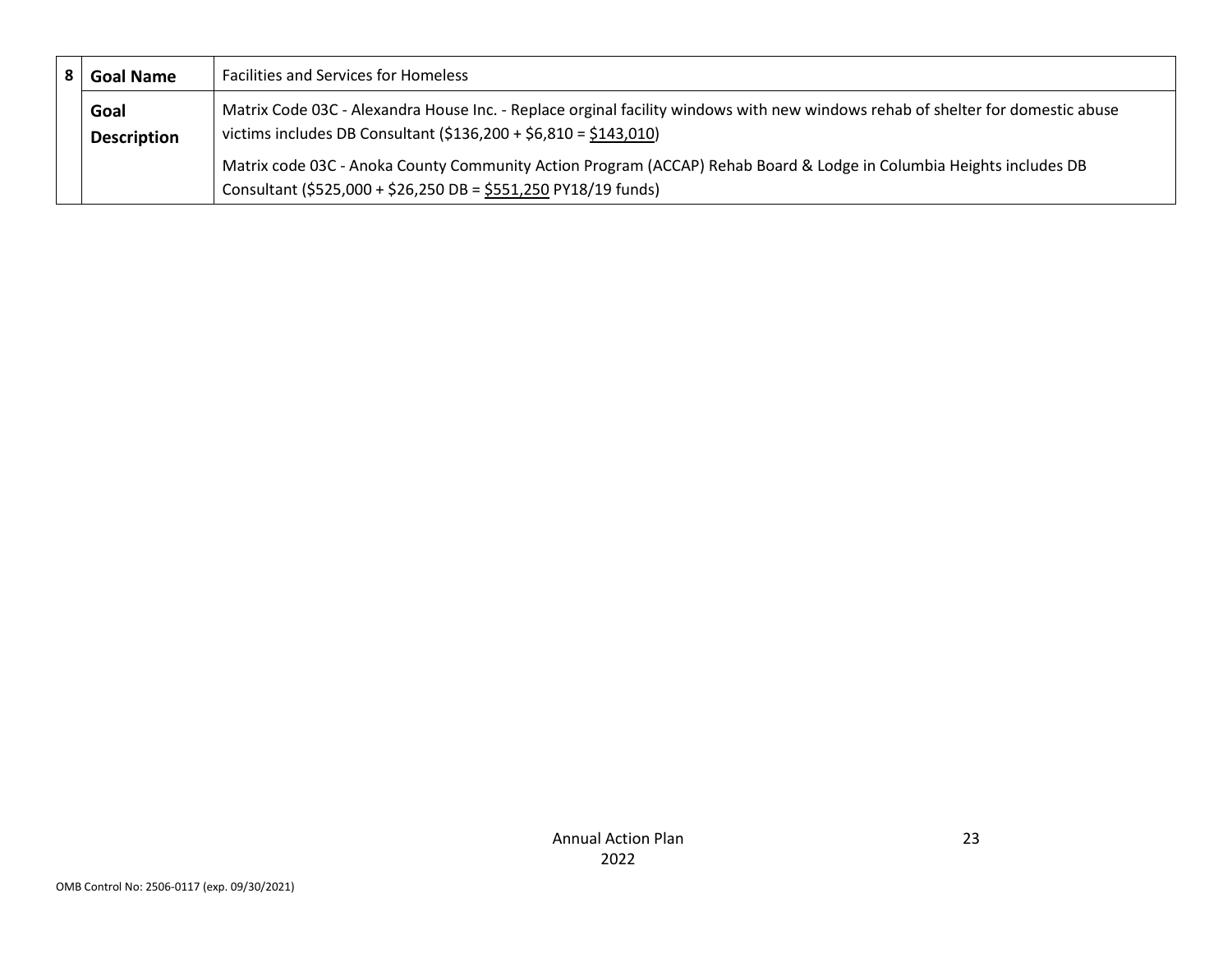| 8 | Goal Name | Facilities and Services for Homeless |
|---|---|---|
| | **Goal Description** | Matrix Code 03C - Alexandra House Inc. - Replace orginal facility windows with new windows rehab of shelter for domestic abuse victims includes DB Consultant ($136,200 + $6,810 = $143,010)<br><br>Matrix code 03C - Anoka County Community Action Program (ACCAP) Rehab Board & Lodge in Columbia Heights includes DB Consultant ($525,000 + $26,250 DB = $551,250 PY18/19 funds) |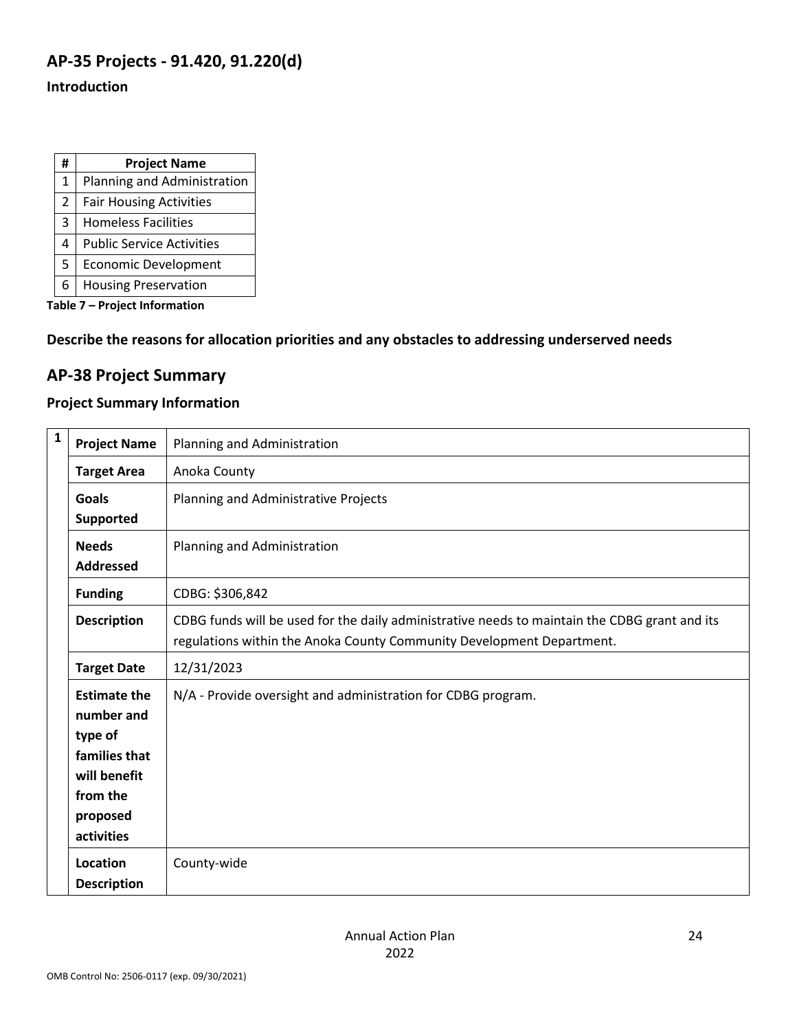## AP-35 Projects - 91.420, 91.220(d)

### Introduction

| # | Project Name |
|---|---|
| 1 | Planning and Administration |
| 2 | Fair Housing Activities |
| 3 | Homeless Facilities |
| 4 | Public Service Activities |
| 5 | Economic Development |
| 6 | Housing Preservation |

**Table 7 – Project Information**

### Describe the reasons for allocation priorities and any obstacles to addressing underserved needs

## AP-38 Project Summary

### Project Summary Information

| # | | |
|---|---|---|
| 1 | **Project Name** | Planning and Administration |
| | **Target Area** | Anoka County |
| | **Goals Supported** | Planning and Administrative Projects |
| | **Needs Addressed** | Planning and Administration |
| | **Funding** | CDBG: $306,842 |
| | **Description** | CDBG funds will be used for the daily administrative needs to maintain the CDBG grant and its regulations within the Anoka County Community Development Department. |
| | **Target Date** | 12/31/2023 |
| | **Estimate the number and type of families that will benefit from the proposed activities** | N/A - Provide oversight and administration for CDBG program. |
| | **Location Description** | County-wide |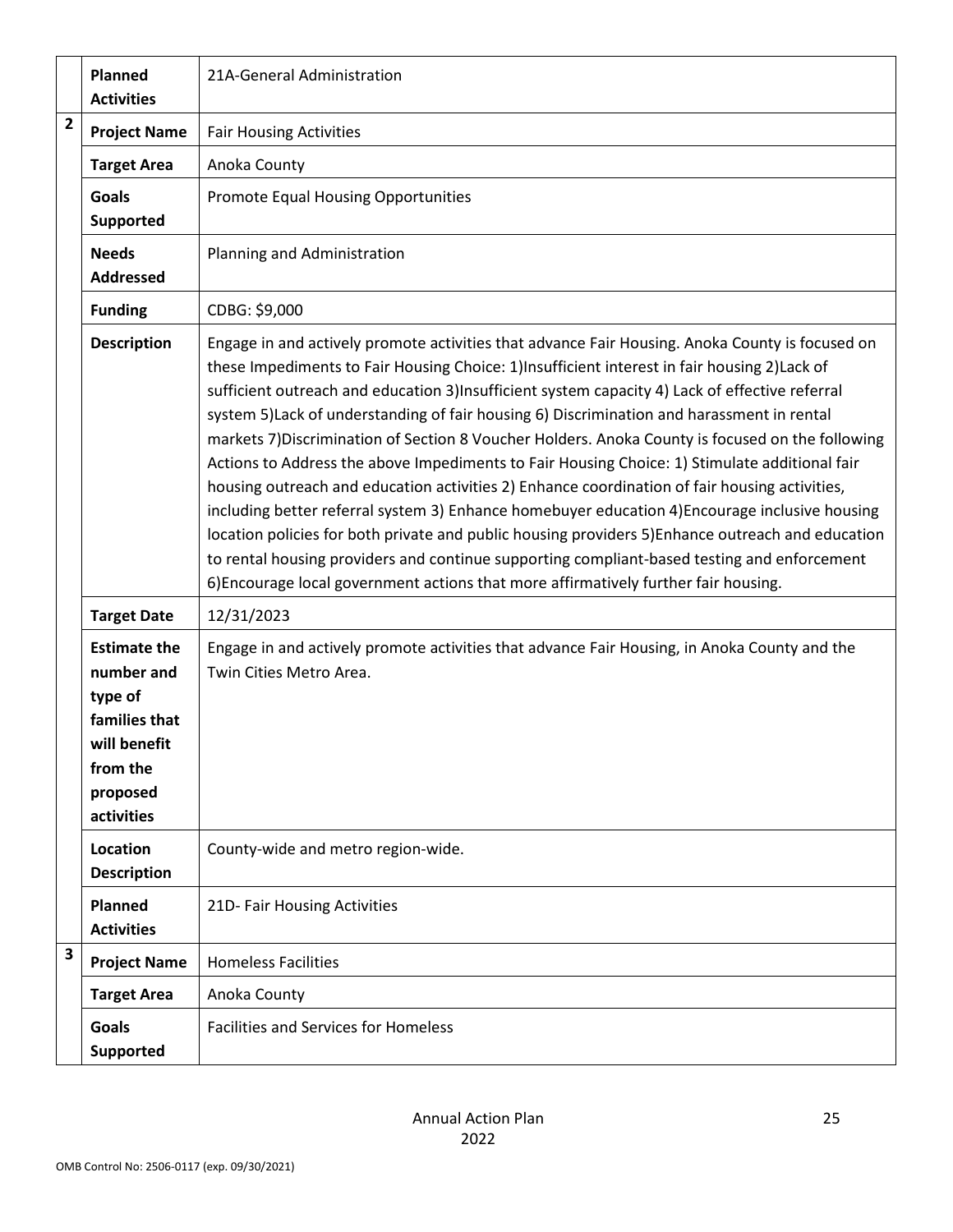| | | |
|---|---|---|
| | **Planned Activities** | 21A-General Administration |
| **2** | **Project Name** | Fair Housing Activities |
| | **Target Area** | Anoka County |
| | **Goals Supported** | Promote Equal Housing Opportunities |
| | **Needs Addressed** | Planning and Administration |
| | **Funding** | CDBG: $9,000 |
| | **Description** | Engage in and actively promote activities that advance Fair Housing. Anoka County is focused on these Impediments to Fair Housing Choice: 1)Insufficient interest in fair housing 2)Lack of sufficient outreach and education 3)Insufficient system capacity 4) Lack of effective referral system 5)Lack of understanding of fair housing 6) Discrimination and harassment in rental markets 7)Discrimination of Section 8 Voucher Holders. Anoka County is focused on the following Actions to Address the above Impediments to Fair Housing Choice: 1) Stimulate additional fair housing outreach and education activities 2) Enhance coordination of fair housing activities, including better referral system 3) Enhance homebuyer education 4)Encourage inclusive housing location policies for both private and public housing providers 5)Enhance outreach and education to rental housing providers and continue supporting compliant-based testing and enforcement 6)Encourage local government actions that more affirmatively further fair housing. |
| | **Target Date** | 12/31/2023 |
| | **Estimate the number and type of families that will benefit from the proposed activities** | Engage in and actively promote activities that advance Fair Housing, in Anoka County and the Twin Cities Metro Area. |
| | **Location Description** | County-wide and metro region-wide. |
| | **Planned Activities** | 21D- Fair Housing Activities |
| **3** | **Project Name** | Homeless Facilities |
| | **Target Area** | Anoka County |
| | **Goals Supported** | Facilities and Services for Homeless |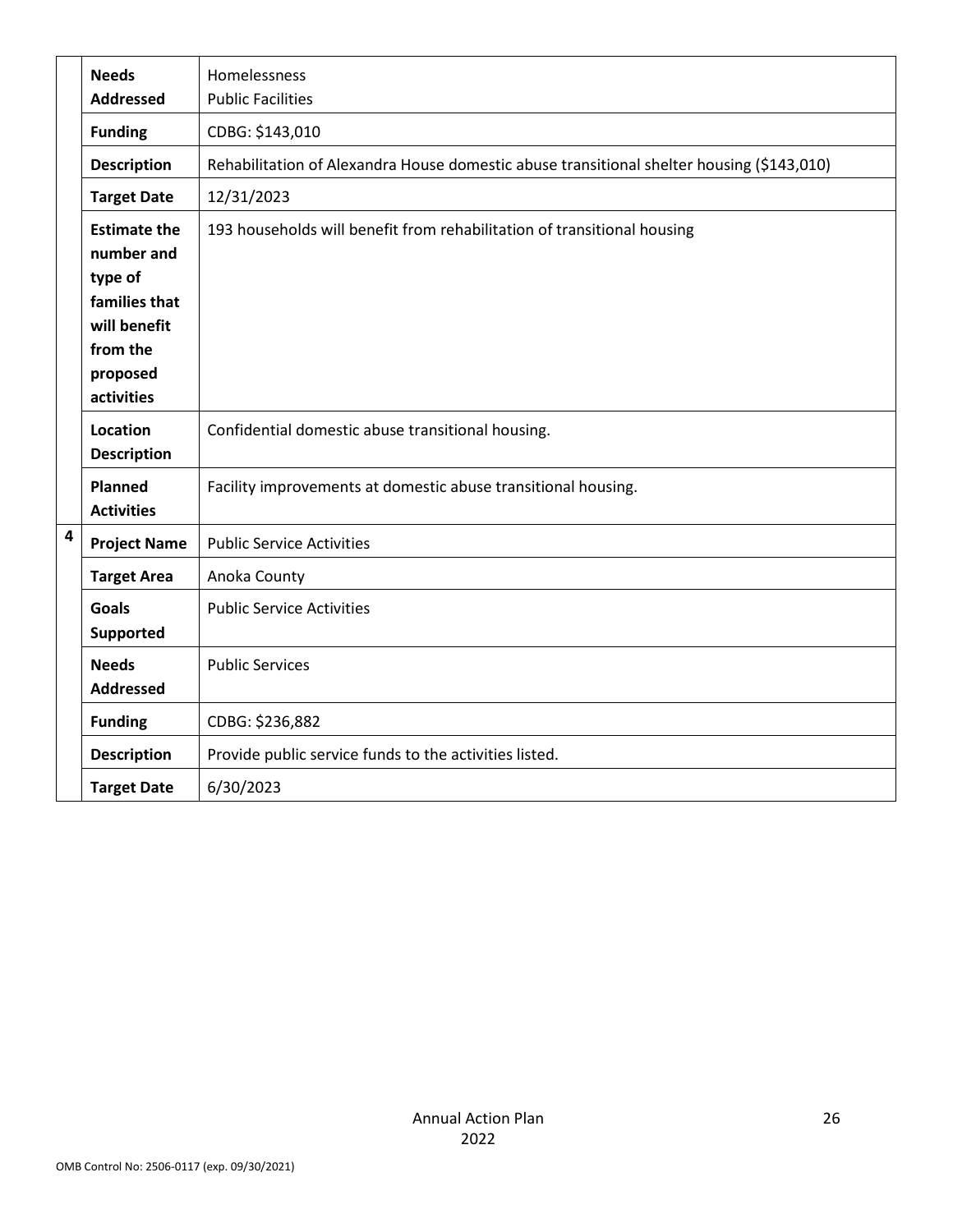| | | |
|---|---|---|
| | **Needs Addressed** | Homelessness<br>Public Facilities |
| | **Funding** | CDBG: $143,010 |
| | **Description** | Rehabilitation of Alexandra House domestic abuse transitional shelter housing ($143,010) |
| | **Target Date** | 12/31/2023 |
| | **Estimate the number and type of families that will benefit from the proposed activities** | 193 households will benefit from rehabilitation of transitional housing |
| | **Location Description** | Confidential domestic abuse transitional housing. |
| | **Planned Activities** | Facility improvements at domestic abuse transitional housing. |
| **4** | **Project Name** | Public Service Activities |
| | **Target Area** | Anoka County |
| | **Goals Supported** | Public Service Activities |
| | **Needs Addressed** | Public Services |
| | **Funding** | CDBG: $236,882 |
| | **Description** | Provide public service funds to the activities listed. |
| | **Target Date** | 6/30/2023 |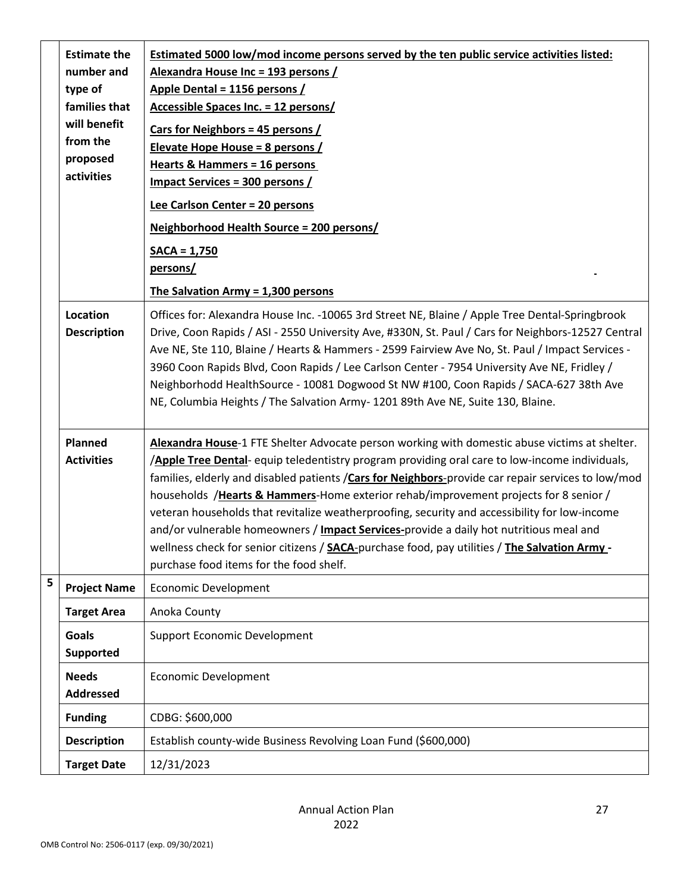| | | |
|---|---|---|
| | **Estimate the number and type of families that will benefit from the proposed activities** | **Estimated 5000 low/mod income persons served by the ten public service activities listed:** **Alexandra House Inc = 193 persons /** **Apple Dental = 1156 persons /** **Accessible Spaces Inc. = 12 persons/** **Cars for Neighbors = 45 persons /** **Elevate Hope House = 8 persons /** **Hearts & Hammers = 16 persons** **Impact Services = 300 persons /** **Lee Carlson Center = 20 persons** **Neighborhood Health Source = 200 persons/** **SACA = 1,750 persons/** **The Salvation Army = 1,300 persons** |
| | **Location Description** | Offices for: Alexandra House Inc. -10065 3rd Street NE, Blaine / Apple Tree Dental-Springbrook Drive, Coon Rapids / ASI - 2550 University Ave, #330N, St. Paul / Cars for Neighbors-12527 Central Ave NE, Ste 110, Blaine / Hearts & Hammers - 2599 Fairview Ave No, St. Paul / Impact Services - 3960 Coon Rapids Blvd, Coon Rapids / Lee Carlson Center - 7954 University Ave NE, Fridley / Neighborhodd HealthSource - 10081 Dogwood St NW #100, Coon Rapids / SACA-627 38th Ave NE, Columbia Heights / The Salvation Army- 1201 89th Ave NE, Suite 130, Blaine. |
| | **Planned Activities** | **Alexandra House**-1 FTE Shelter Advocate person working with domestic abuse victims at shelter. /**Apple Tree Dental**- equip teledentistry program providing oral care to low-income individuals, families, elderly and disabled patients /**Cars for Neighbors**-provide car repair services to low/mod households /**Hearts & Hammers**-Home exterior rehab/improvement projects for 8 senior / veteran households that revitalize weatherproofing, security and accessibility for low-income and/or vulnerable homeowners / **Impact Services-**provide a daily hot nutritious meal and wellness check for senior citizens / **SACA**-purchase food, pay utilities / **The Salvation Army -** purchase food items for the food shelf. |
| **5** | **Project Name** | Economic Development |
| | **Target Area** | Anoka County |
| | **Goals Supported** | Support Economic Development |
| | **Needs Addressed** | Economic Development |
| | **Funding** | CDBG: $600,000 |
| | **Description** | Establish county-wide Business Revolving Loan Fund ($600,000) |
| | **Target Date** | 12/31/2023 |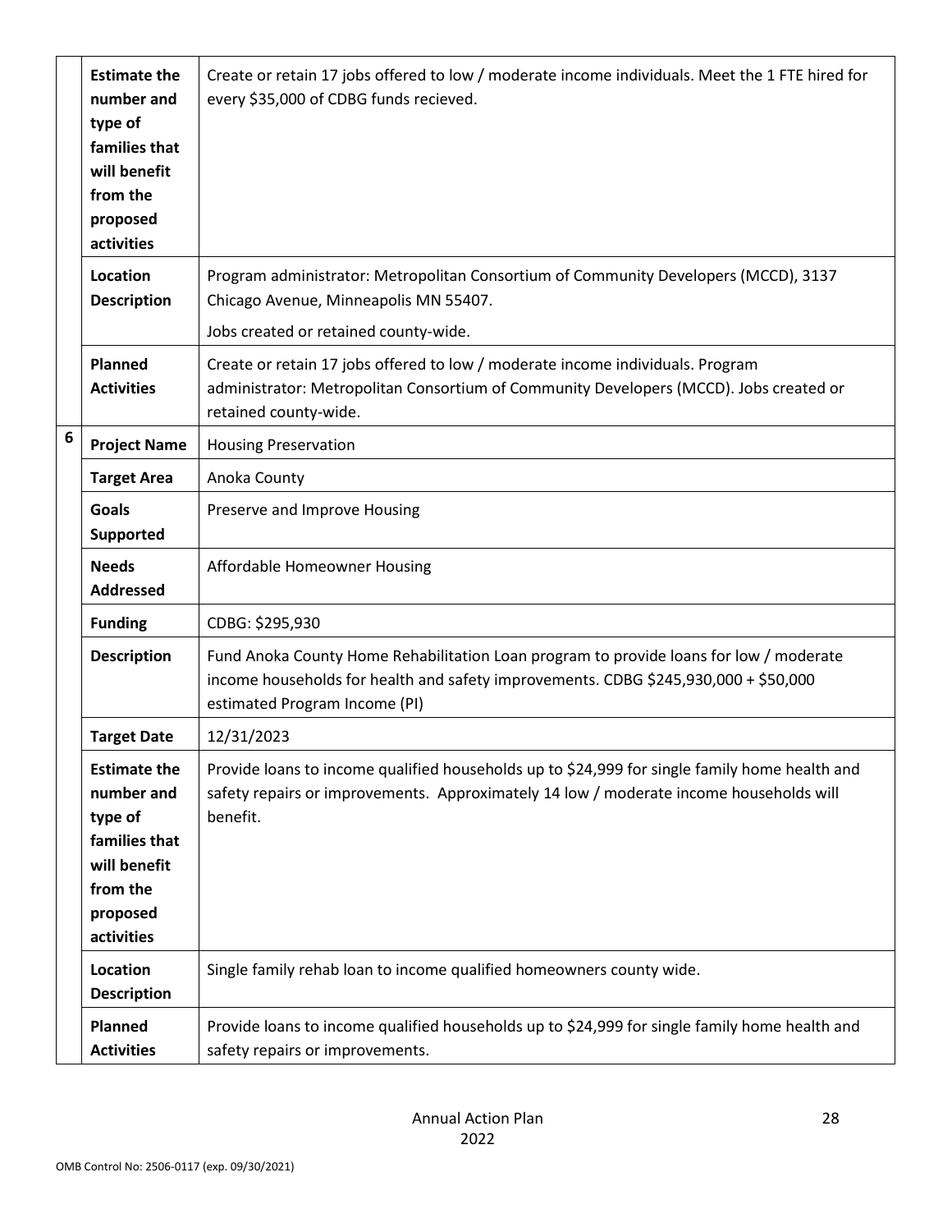| | | |
|---|---|---|
| | **Estimate the number and type of families that will benefit from the proposed activities** | Create or retain 17 jobs offered to low / moderate income individuals. Meet the 1 FTE hired for every $35,000 of CDBG funds recieved. |
| | **Location Description** | Program administrator: Metropolitan Consortium of Community Developers (MCCD), 3137 Chicago Avenue, Minneapolis MN 55407.<br>Jobs created or retained county-wide. |
| | **Planned Activities** | Create or retain 17 jobs offered to low / moderate income individuals. Program administrator: Metropolitan Consortium of Community Developers (MCCD). Jobs created or retained county-wide. |
| **6** | **Project Name** | Housing Preservation |
| | **Target Area** | Anoka County |
| | **Goals Supported** | Preserve and Improve Housing |
| | **Needs Addressed** | Affordable Homeowner Housing |
| | **Funding** | CDBG: $295,930 |
| | **Description** | Fund Anoka County Home Rehabilitation Loan program to provide loans for low / moderate income households for health and safety improvements. CDBG $245,930,000 + $50,000 estimated Program Income (PI) |
| | **Target Date** | 12/31/2023 |
| | **Estimate the number and type of families that will benefit from the proposed activities** | Provide loans to income qualified households up to $24,999 for single family home health and safety repairs or improvements. Approximately 14 low / moderate income households will benefit. |
| | **Location Description** | Single family rehab loan to income qualified homeowners county wide. |
| | **Planned Activities** | Provide loans to income qualified households up to $24,999 for single family home health and safety repairs or improvements. |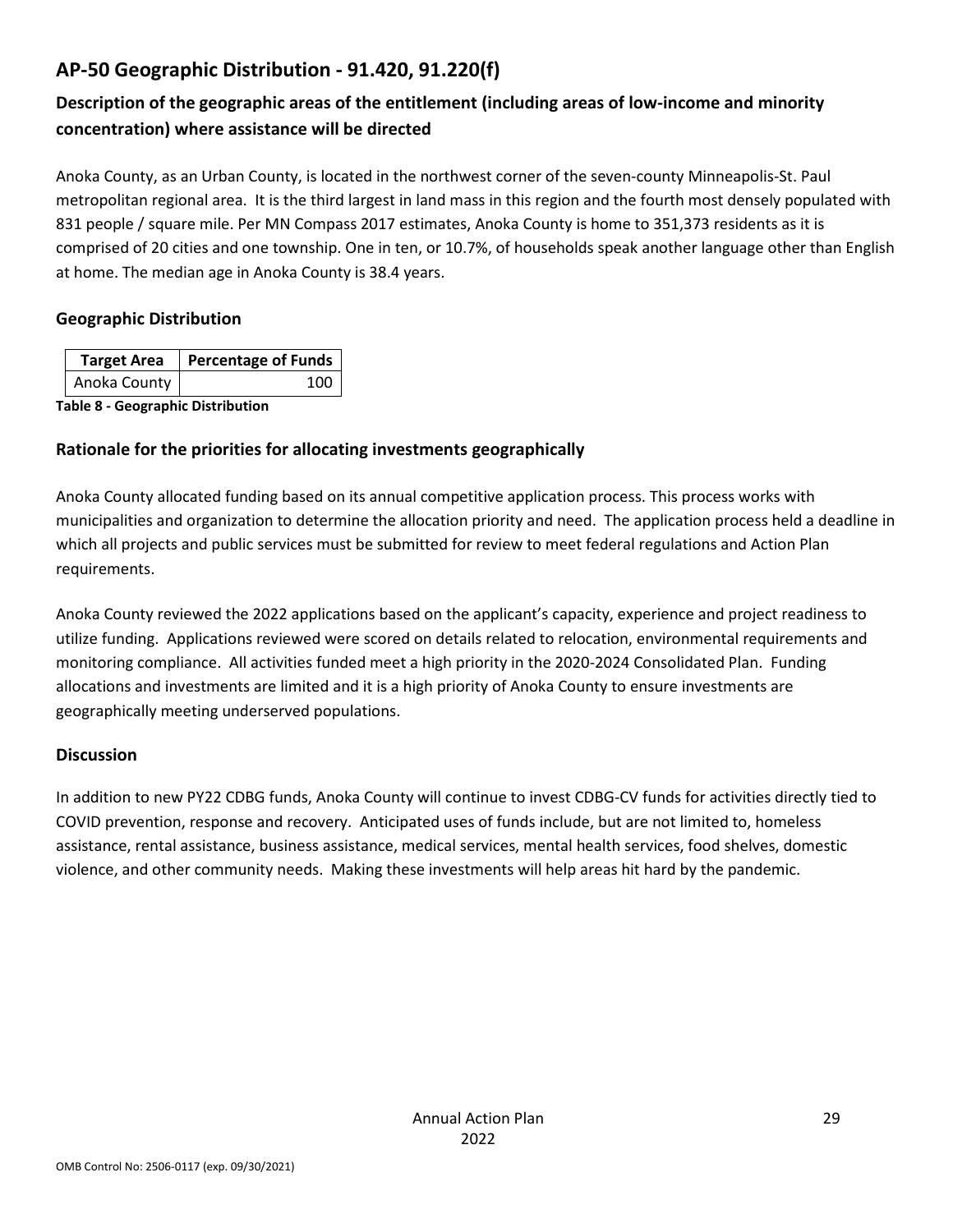# AP-50 Geographic Distribution - 91.420, 91.220(f)

## Description of the geographic areas of the entitlement (including areas of low-income and minority concentration) where assistance will be directed

Anoka County, as an Urban County, is located in the northwest corner of the seven-county Minneapolis-St. Paul metropolitan regional area. It is the third largest in land mass in this region and the fourth most densely populated with 831 people / square mile. Per MN Compass 2017 estimates, Anoka County is home to 351,373 residents as it is comprised of 20 cities and one township. One in ten, or 10.7%, of households speak another language other than English at home. The median age in Anoka County is 38.4 years.

### Geographic Distribution

| Target Area | Percentage of Funds |
|---|---|
| Anoka County | 100 |

**Table 8 - Geographic Distribution**

### Rationale for the priorities for allocating investments geographically

Anoka County allocated funding based on its annual competitive application process. This process works with municipalities and organization to determine the allocation priority and need. The application process held a deadline in which all projects and public services must be submitted for review to meet federal regulations and Action Plan requirements.

Anoka County reviewed the 2022 applications based on the applicant's capacity, experience and project readiness to utilize funding. Applications reviewed were scored on details related to relocation, environmental requirements and monitoring compliance. All activities funded meet a high priority in the 2020-2024 Consolidated Plan. Funding allocations and investments are limited and it is a high priority of Anoka County to ensure investments are geographically meeting underserved populations.

### Discussion

In addition to new PY22 CDBG funds, Anoka County will continue to invest CDBG-CV funds for activities directly tied to COVID prevention, response and recovery. Anticipated uses of funds include, but are not limited to, homeless assistance, rental assistance, business assistance, medical services, mental health services, food shelves, domestic violence, and other community needs. Making these investments will help areas hit hard by the pandemic.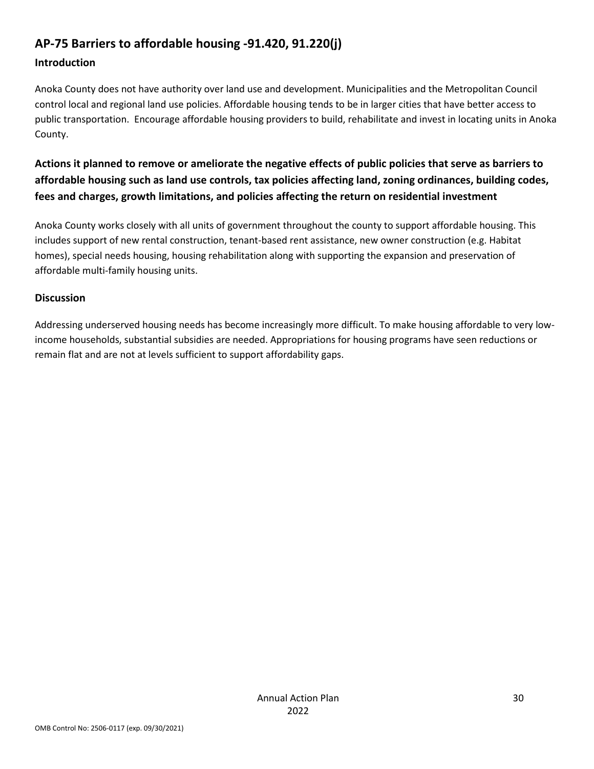## AP-75 Barriers to affordable housing -91.420, 91.220(j)

### Introduction

Anoka County does not have authority over land use and development. Municipalities and the Metropolitan Council control local and regional land use policies. Affordable housing tends to be in larger cities that have better access to public transportation. Encourage affordable housing providers to build, rehabilitate and invest in locating units in Anoka County.

### Actions it planned to remove or ameliorate the negative effects of public policies that serve as barriers to affordable housing such as land use controls, tax policies affecting land, zoning ordinances, building codes, fees and charges, growth limitations, and policies affecting the return on residential investment

Anoka County works closely with all units of government throughout the county to support affordable housing. This includes support of new rental construction, tenant-based rent assistance, new owner construction (e.g. Habitat homes), special needs housing, housing rehabilitation along with supporting the expansion and preservation of affordable multi-family housing units.

### Discussion

Addressing underserved housing needs has become increasingly more difficult. To make housing affordable to very low-income households, substantial subsidies are needed. Appropriations for housing programs have seen reductions or remain flat and are not at levels sufficient to support affordability gaps.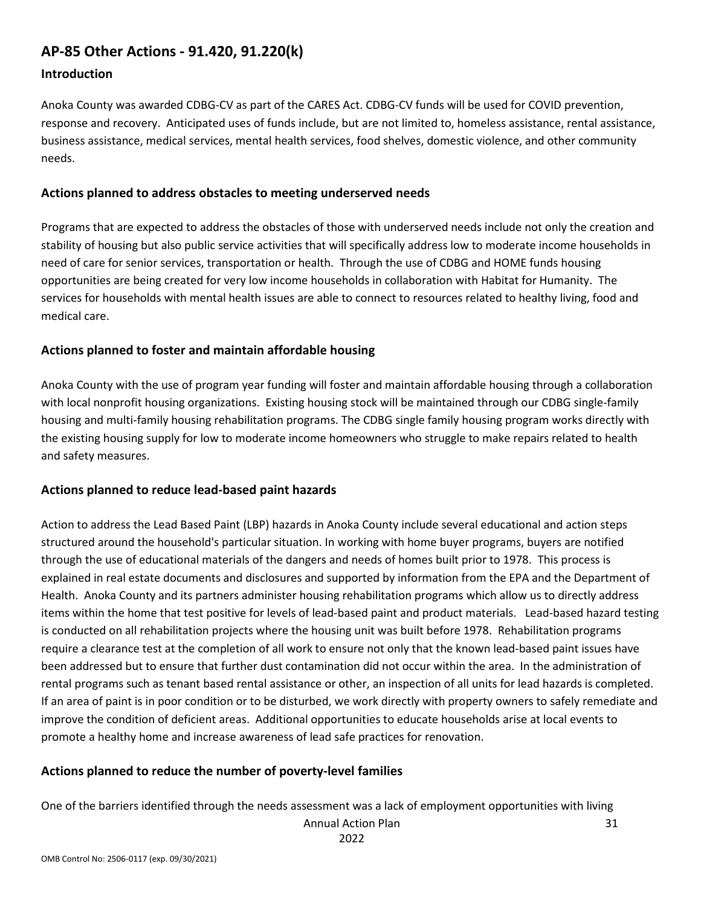## AP-85 Other Actions - 91.420, 91.220(k)

### Introduction

Anoka County was awarded CDBG-CV as part of the CARES Act. CDBG-CV funds will be used for COVID prevention, response and recovery. Anticipated uses of funds include, but are not limited to, homeless assistance, rental assistance, business assistance, medical services, mental health services, food shelves, domestic violence, and other community needs.

### Actions planned to address obstacles to meeting underserved needs

Programs that are expected to address the obstacles of those with underserved needs include not only the creation and stability of housing but also public service activities that will specifically address low to moderate income households in need of care for senior services, transportation or health. Through the use of CDBG and HOME funds housing opportunities are being created for very low income households in collaboration with Habitat for Humanity. The services for households with mental health issues are able to connect to resources related to healthy living, food and medical care.

### Actions planned to foster and maintain affordable housing

Anoka County with the use of program year funding will foster and maintain affordable housing through a collaboration with local nonprofit housing organizations. Existing housing stock will be maintained through our CDBG single-family housing and multi-family housing rehabilitation programs. The CDBG single family housing program works directly with the existing housing supply for low to moderate income homeowners who struggle to make repairs related to health and safety measures.

### Actions planned to reduce lead-based paint hazards

Action to address the Lead Based Paint (LBP) hazards in Anoka County include several educational and action steps structured around the household's particular situation. In working with home buyer programs, buyers are notified through the use of educational materials of the dangers and needs of homes built prior to 1978. This process is explained in real estate documents and disclosures and supported by information from the EPA and the Department of Health. Anoka County and its partners administer housing rehabilitation programs which allow us to directly address items within the home that test positive for levels of lead-based paint and product materials. Lead-based hazard testing is conducted on all rehabilitation projects where the housing unit was built before 1978. Rehabilitation programs require a clearance test at the completion of all work to ensure not only that the known lead-based paint issues have been addressed but to ensure that further dust contamination did not occur within the area. In the administration of rental programs such as tenant based rental assistance or other, an inspection of all units for lead hazards is completed. If an area of paint is in poor condition or to be disturbed, we work directly with property owners to safely remediate and improve the condition of deficient areas. Additional opportunities to educate households arise at local events to promote a healthy home and increase awareness of lead safe practices for renovation.

### Actions planned to reduce the number of poverty-level families

One of the barriers identified through the needs assessment was a lack of employment opportunities with living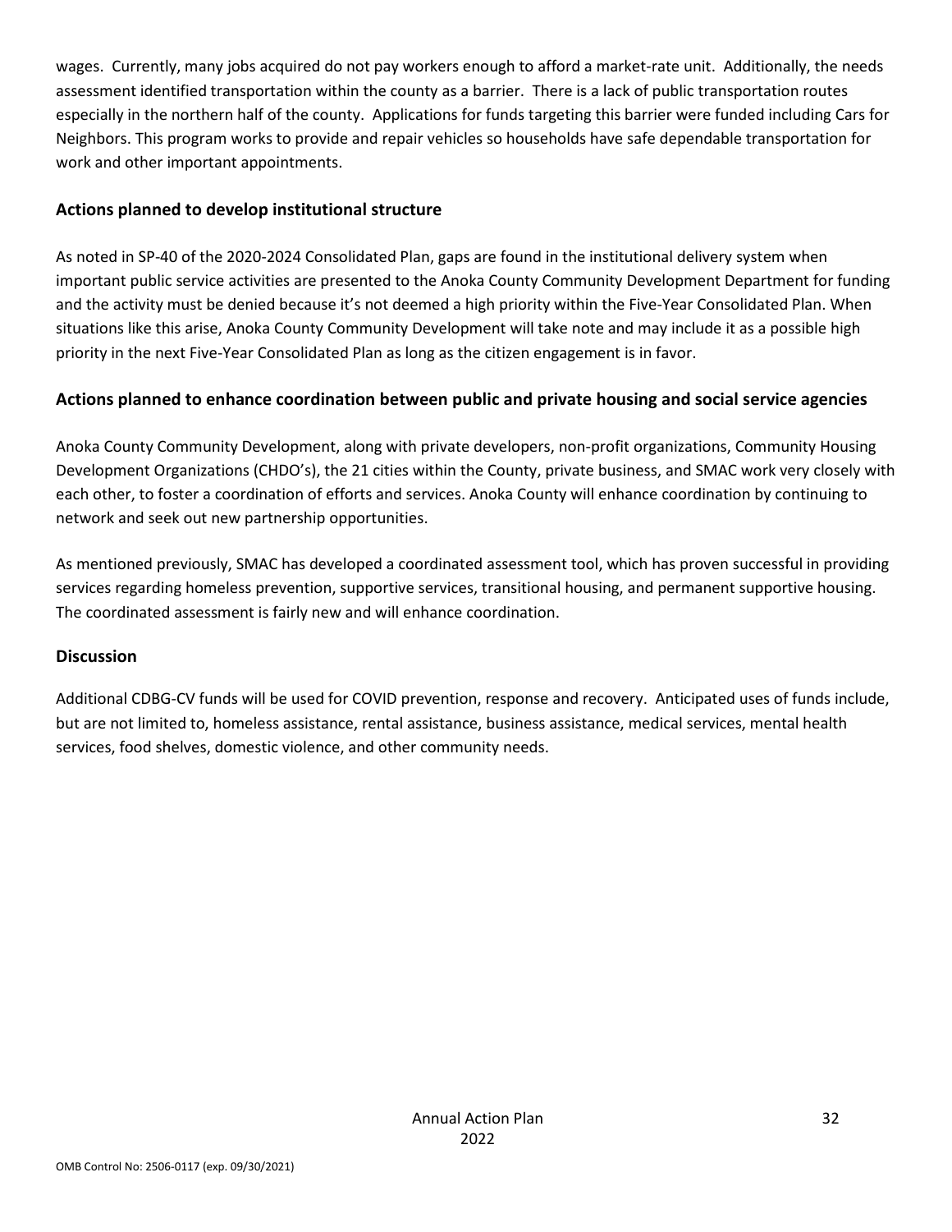wages. Currently, many jobs acquired do not pay workers enough to afford a market-rate unit. Additionally, the needs assessment identified transportation within the county as a barrier. There is a lack of public transportation routes especially in the northern half of the county. Applications for funds targeting this barrier were funded including Cars for Neighbors. This program works to provide and repair vehicles so households have safe dependable transportation for work and other important appointments.

## Actions planned to develop institutional structure

As noted in SP-40 of the 2020-2024 Consolidated Plan, gaps are found in the institutional delivery system when important public service activities are presented to the Anoka County Community Development Department for funding and the activity must be denied because it's not deemed a high priority within the Five-Year Consolidated Plan. When situations like this arise, Anoka County Community Development will take note and may include it as a possible high priority in the next Five-Year Consolidated Plan as long as the citizen engagement is in favor.

## Actions planned to enhance coordination between public and private housing and social service agencies

Anoka County Community Development, along with private developers, non-profit organizations, Community Housing Development Organizations (CHDO's), the 21 cities within the County, private business, and SMAC work very closely with each other, to foster a coordination of efforts and services. Anoka County will enhance coordination by continuing to network and seek out new partnership opportunities.

As mentioned previously, SMAC has developed a coordinated assessment tool, which has proven successful in providing services regarding homeless prevention, supportive services, transitional housing, and permanent supportive housing. The coordinated assessment is fairly new and will enhance coordination.

## Discussion

Additional CDBG-CV funds will be used for COVID prevention, response and recovery. Anticipated uses of funds include, but are not limited to, homeless assistance, rental assistance, business assistance, medical services, mental health services, food shelves, domestic violence, and other community needs.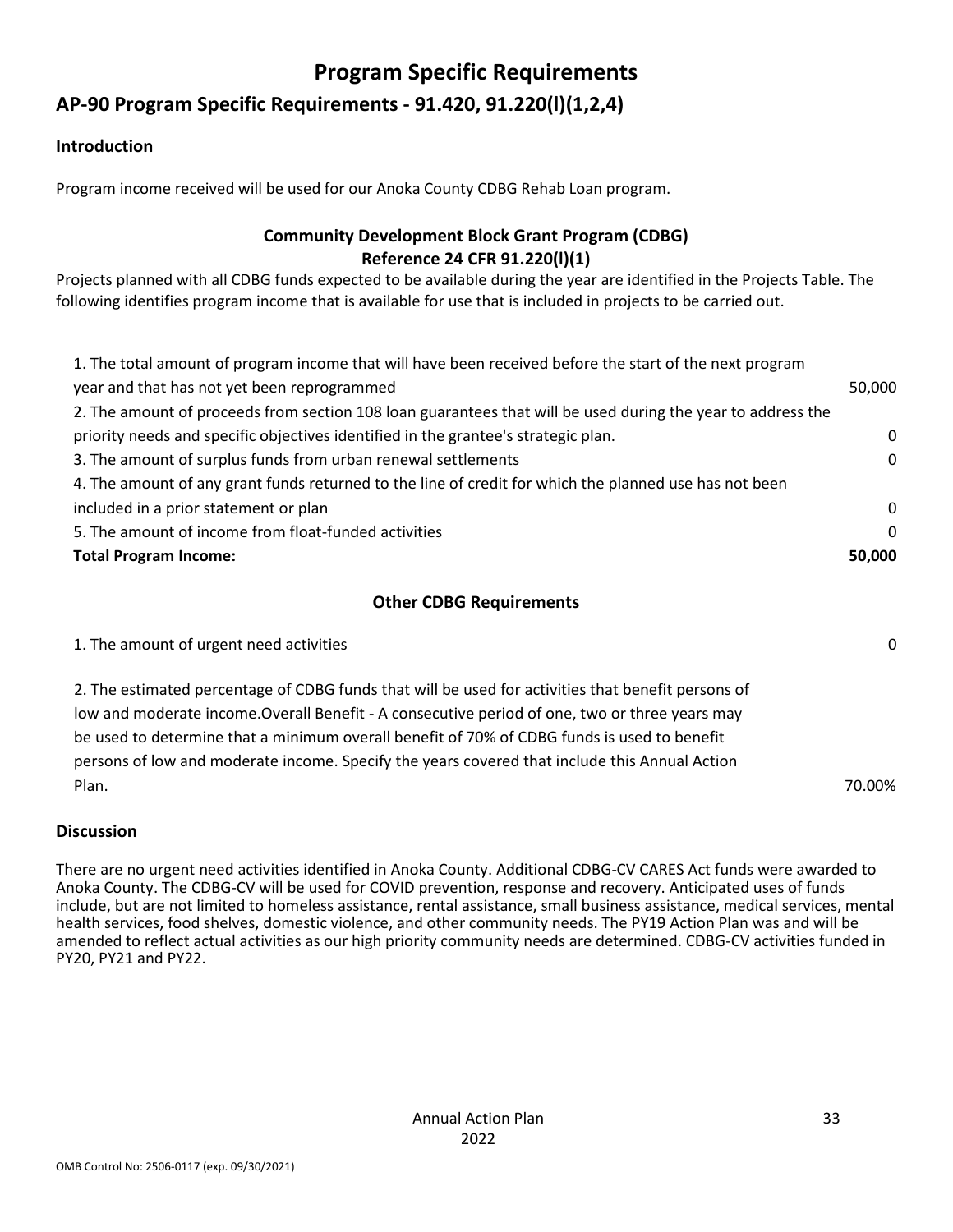# Program Specific Requirements

## AP-90 Program Specific Requirements - 91.420, 91.220(l)(1,2,4)

### Introduction

Program income received will be used for our Anoka County CDBG Rehab Loan program.

### Community Development Block Grant Program (CDBG)
### Reference 24 CFR 91.220(l)(1)

Projects planned with all CDBG funds expected to be available during the year are identified in the Projects Table. The following identifies program income that is available for use that is included in projects to be carried out.

| | |
|---|---|
| 1. The total amount of program income that will have been received before the start of the next program year and that has not yet been reprogrammed | 50,000 |
| 2. The amount of proceeds from section 108 loan guarantees that will be used during the year to address the priority needs and specific objectives identified in the grantee's strategic plan. | 0 |
| 3. The amount of surplus funds from urban renewal settlements | 0 |
| 4. The amount of any grant funds returned to the line of credit for which the planned use has not been included in a prior statement or plan | 0 |
| 5. The amount of income from float-funded activities | 0 |
| **Total Program Income:** | **50,000** |

### Other CDBG Requirements

| | |
|---|---|
| 1. The amount of urgent need activities | 0 |
| 2. The estimated percentage of CDBG funds that will be used for activities that benefit persons of low and moderate income.Overall Benefit - A consecutive period of one, two or three years may be used to determine that a minimum overall benefit of 70% of CDBG funds is used to benefit persons of low and moderate income. Specify the years covered that include this Annual Action Plan. | 70.00% |

### Discussion

There are no urgent need activities identified in Anoka County. Additional CDBG-CV CARES Act funds were awarded to Anoka County. The CDBG-CV will be used for COVID prevention, response and recovery. Anticipated uses of funds include, but are not limited to homeless assistance, rental assistance, small business assistance, medical services, mental health services, food shelves, domestic violence, and other community needs. The PY19 Action Plan was and will be amended to reflect actual activities as our high priority community needs are determined. CDBG-CV activities funded in PY20, PY21 and PY22.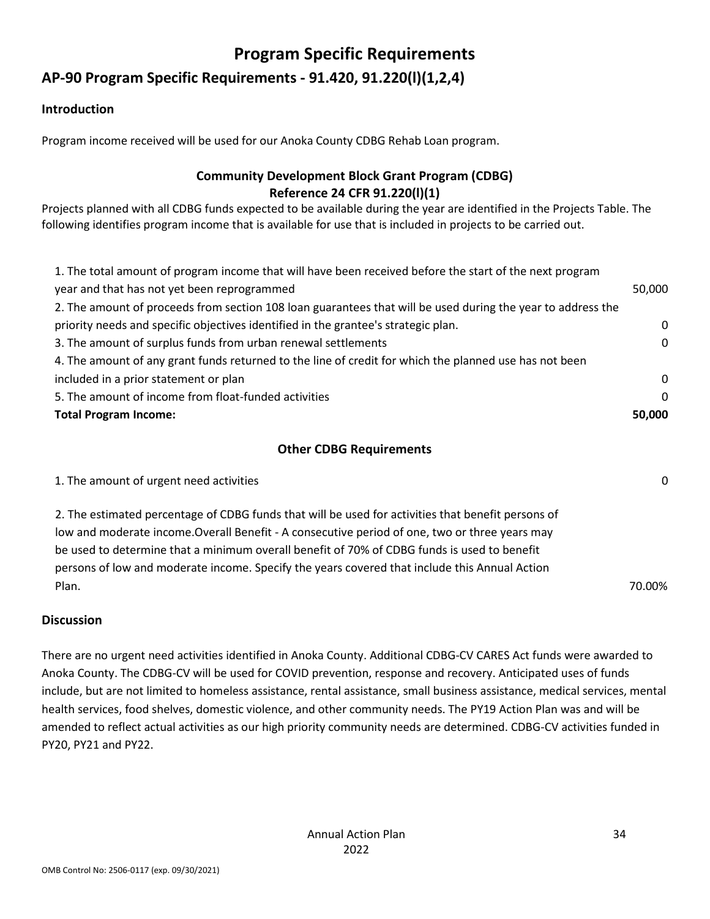# Program Specific Requirements

## AP-90 Program Specific Requirements - 91.420, 91.220(l)(1,2,4)

### Introduction

Program income received will be used for our Anoka County CDBG Rehab Loan program.

### Community Development Block Grant Program (CDBG)
### Reference 24 CFR 91.220(l)(1)

Projects planned with all CDBG funds expected to be available during the year are identified in the Projects Table. The following identifies program income that is available for use that is included in projects to be carried out.

| | |
|---|---|
| 1. The total amount of program income that will have been received before the start of the next program year and that has not yet been reprogrammed | 50,000 |
| 2. The amount of proceeds from section 108 loan guarantees that will be used during the year to address the priority needs and specific objectives identified in the grantee's strategic plan. | 0 |
| 3. The amount of surplus funds from urban renewal settlements | 0 |
| 4. The amount of any grant funds returned to the line of credit for which the planned use has not been included in a prior statement or plan | 0 |
| 5. The amount of income from float-funded activities | 0 |
| **Total Program Income:** | **50,000** |

### Other CDBG Requirements

| | |
|---|---|
| 1. The amount of urgent need activities | 0 |
| 2. The estimated percentage of CDBG funds that will be used for activities that benefit persons of low and moderate income.Overall Benefit - A consecutive period of one, two or three years may be used to determine that a minimum overall benefit of 70% of CDBG funds is used to benefit persons of low and moderate income. Specify the years covered that include this Annual Action Plan. | 70.00% |

### Discussion

There are no urgent need activities identified in Anoka County. Additional CDBG-CV CARES Act funds were awarded to Anoka County. The CDBG-CV will be used for COVID prevention, response and recovery. Anticipated uses of funds include, but are not limited to homeless assistance, rental assistance, small business assistance, medical services, mental health services, food shelves, domestic violence, and other community needs. The PY19 Action Plan was and will be amended to reflect actual activities as our high priority community needs are determined. CDBG-CV activities funded in PY20, PY21 and PY22.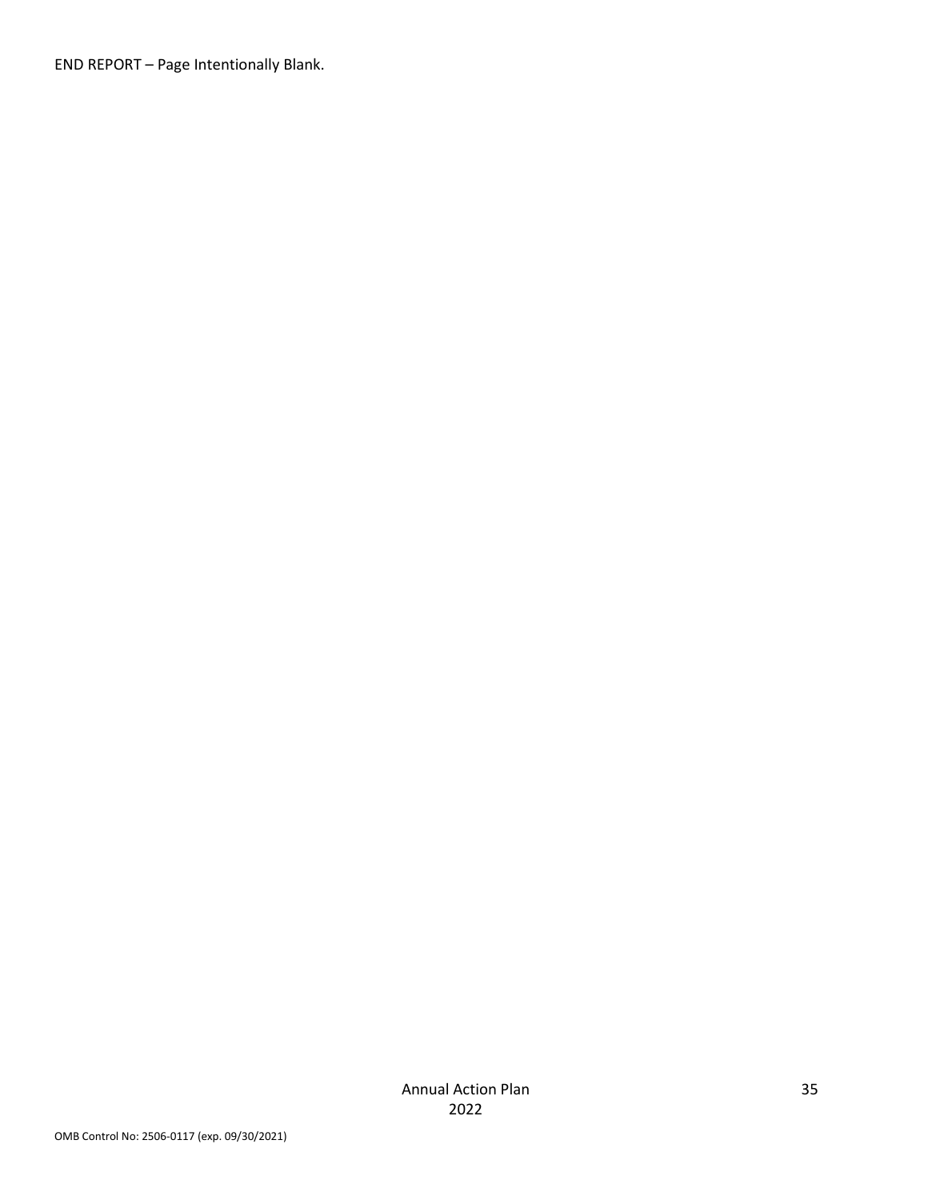END REPORT – Page Intentionally Blank.